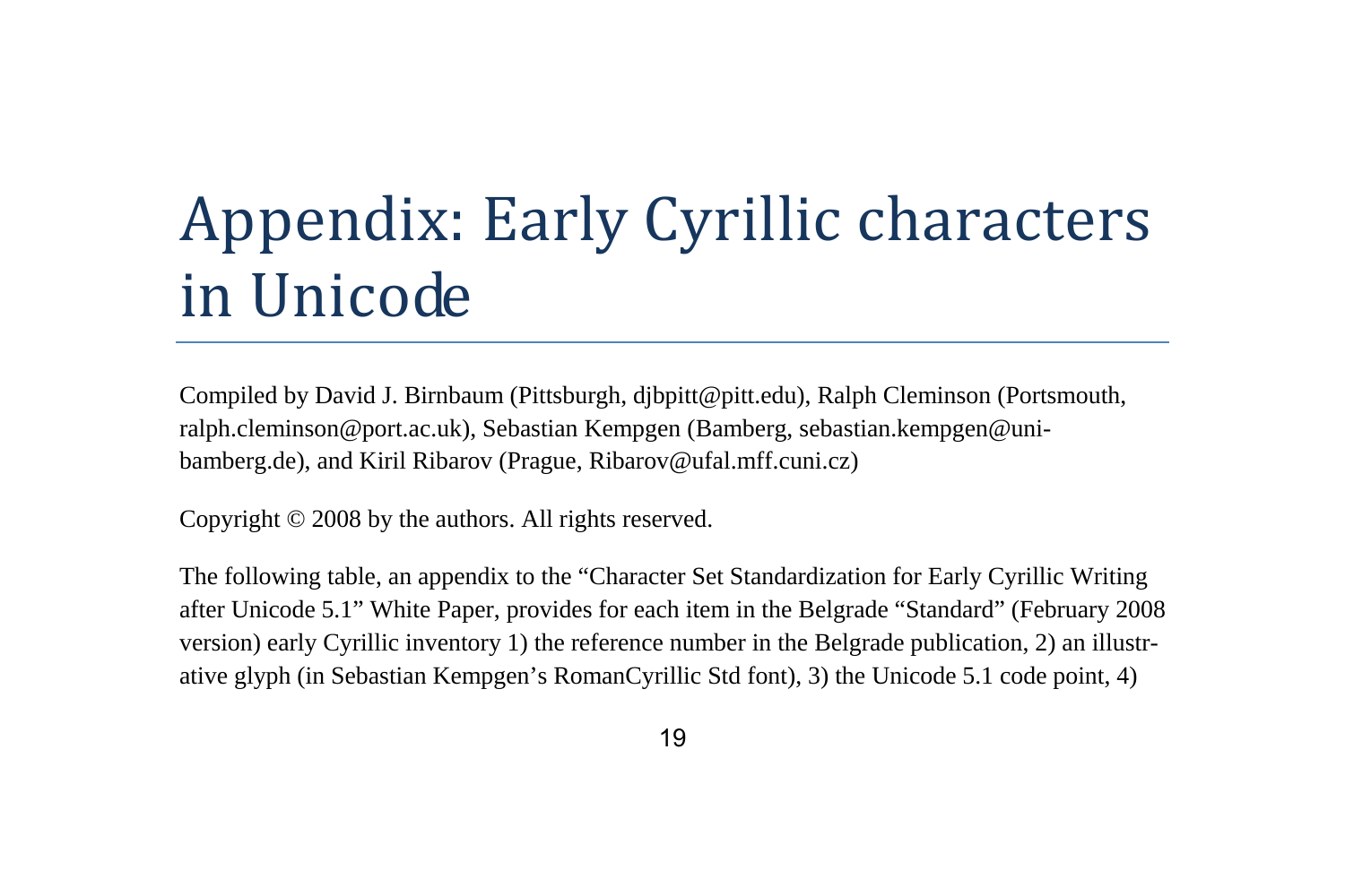# Appendix: Early Cyrillic characters in Unicode

Compiled by David J. Birnbaum (Pittsburgh, djbpitt@pitt.edu), Ralph Cleminson (Portsmouth, ralph.cleminson@port.ac.uk), Sebastian Kempgen (Bamberg, sebastian.kempgen@uni-bamberg.de), and Kiril Ribarov (Prague, Ribarov@ufal.mff.cuni.cz)

Copyright © 2008 by the authors. All rights reserved.

The following table, an appendix to the "Character Set Standardization for Early Cyrillic Writing after Unicode 5.1" White Paper, provides for each item in the Belgrade "Standard" (February 2008 version) early Cyrillic inventory 1) the reference number in the Belgrade publication, 2) an illustrative glyph (in Sebastian Kempgen's RomanCyrillic Std font), 3) the Unicode 5.1 code point, 4)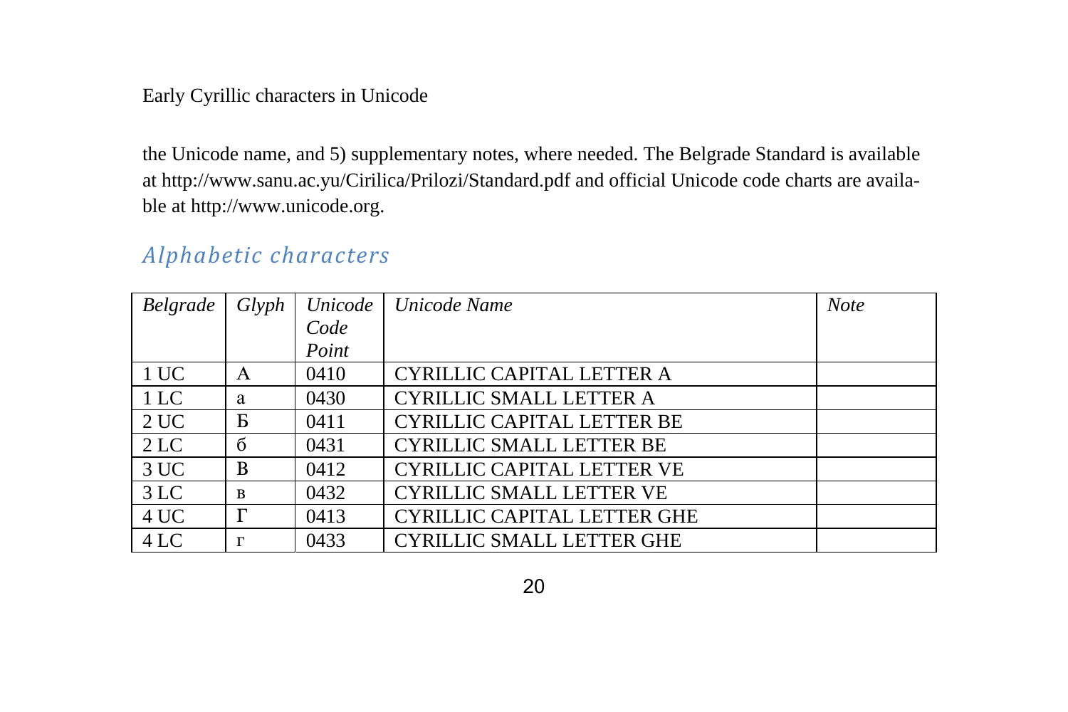the Unicode name, and 5) supplementary notes, where needed. The Belgrade Standard is available at http://www.sanu.ac.yu/Cirilica/Prilozi/Standard.pdf and official Unicode code charts are available at http://www.unicode.org.

## *Alphabetic characters*

| *Belgrade* | *Glyph* | *Unicode Code Point* | *Unicode Name* | *Note* |
|---|---|---|---|---|
| 1 UC | А | 0410 | CYRILLIC CAPITAL LETTER A | |
| 1 LC | а | 0430 | CYRILLIC SMALL LETTER A | |
| 2 UC | Б | 0411 | CYRILLIC CAPITAL LETTER BE | |
| 2 LC | б | 0431 | CYRILLIC SMALL LETTER BE | |
| 3 UC | В | 0412 | CYRILLIC CAPITAL LETTER VE | |
| 3 LC | в | 0432 | CYRILLIC SMALL LETTER VE | |
| 4 UC | Г | 0413 | CYRILLIC CAPITAL LETTER GHE | |
| 4 LC | г | 0433 | CYRILLIC SMALL LETTER GHE | |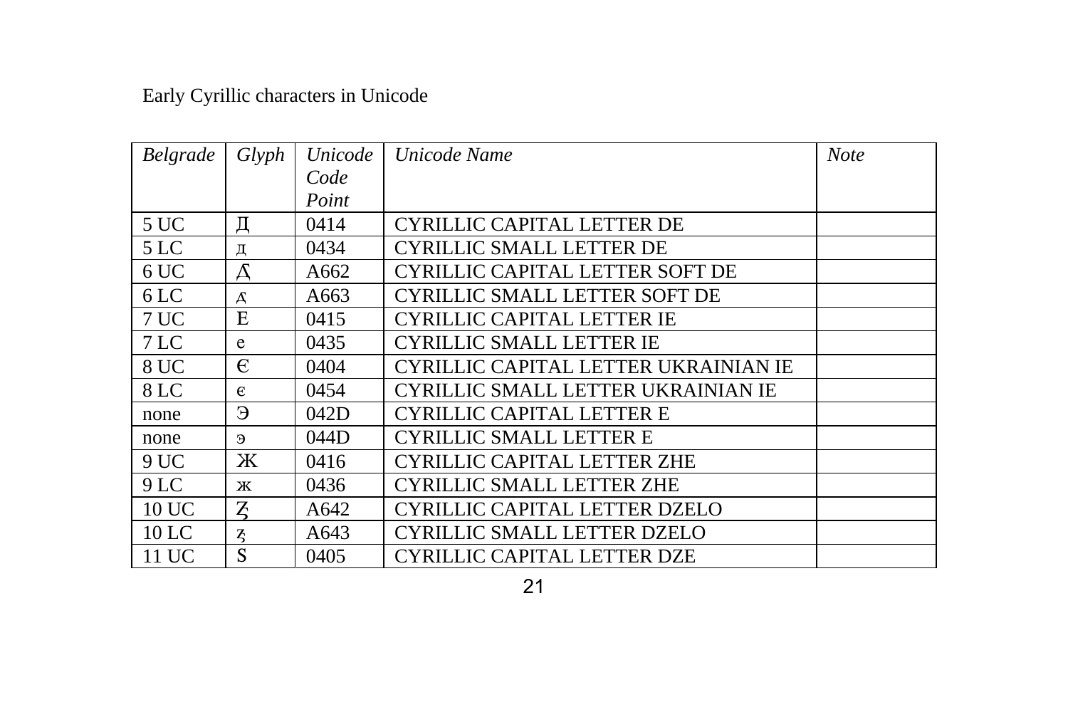Early Cyrillic characters in Unicode

| *Belgrade* | *Glyph* | *Unicode Code Point* | *Unicode Name* | *Note* |
|---|---|---|---|---|
| 5 UC | Д | 0414 | CYRILLIC CAPITAL LETTER DE | |
| 5 LC | д | 0434 | CYRILLIC SMALL LETTER DE | |
| 6 UC | Ꙣ | A662 | CYRILLIC CAPITAL LETTER SOFT DE | |
| 6 LC | ꙣ | A663 | CYRILLIC SMALL LETTER SOFT DE | |
| 7 UC | Е | 0415 | CYRILLIC CAPITAL LETTER IE | |
| 7 LC | е | 0435 | CYRILLIC SMALL LETTER IE | |
| 8 UC | Є | 0404 | CYRILLIC CAPITAL LETTER UKRAINIAN IE | |
| 8 LC | є | 0454 | CYRILLIC SMALL LETTER UKRAINIAN IE | |
| none | Э | 042D | CYRILLIC CAPITAL LETTER E | |
| none | э | 044D | CYRILLIC SMALL LETTER E | |
| 9 UC | Ж | 0416 | CYRILLIC CAPITAL LETTER ZHE | |
| 9 LC | ж | 0436 | CYRILLIC SMALL LETTER ZHE | |
| 10 UC | Ꙃ | A642 | CYRILLIC CAPITAL LETTER DZELO | |
| 10 LC | ꙃ | A643 | CYRILLIC SMALL LETTER DZELO | |
| 11 UC | Ѕ | 0405 | CYRILLIC CAPITAL LETTER DZE | |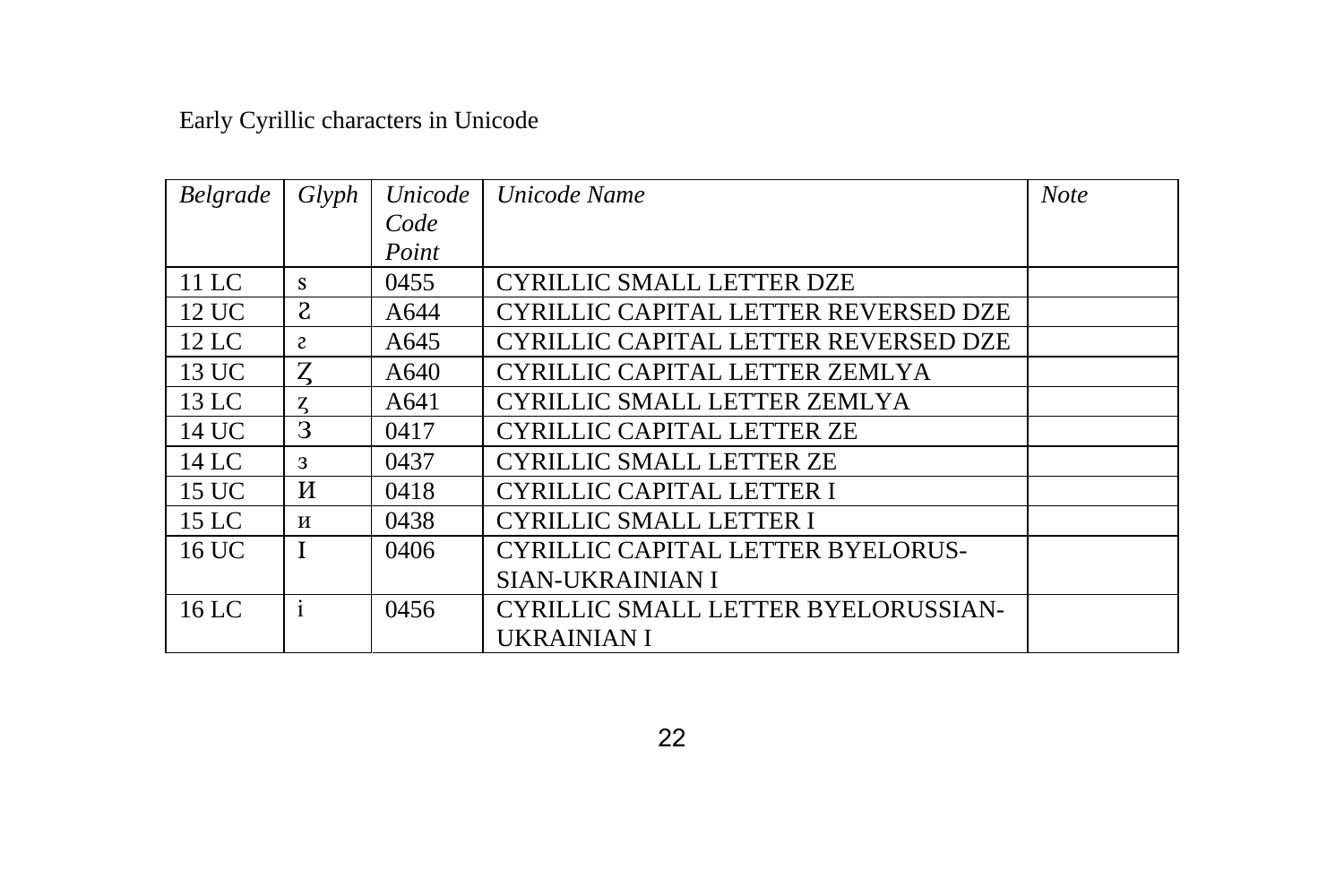Early Cyrillic characters in Unicode

| *Belgrade* | *Glyph* | *Unicode Code Point* | *Unicode Name* | *Note* |
|---|---|---|---|---|
| 11 LC | ѕ | 0455 | CYRILLIC SMALL LETTER DZE | |
| 12 UC | Ꙅ | A644 | CYRILLIC CAPITAL LETTER REVERSED DZE | |
| 12 LC | ꙅ | A645 | CYRILLIC CAPITAL LETTER REVERSED DZE | |
| 13 UC | Ꙁ | A640 | CYRILLIC CAPITAL LETTER ZEMLYA | |
| 13 LC | ꙁ | A641 | CYRILLIC SMALL LETTER ZEMLYA | |
| 14 UC | З | 0417 | CYRILLIC CAPITAL LETTER ZE | |
| 14 LC | з | 0437 | CYRILLIC SMALL LETTER ZE | |
| 15 UC | И | 0418 | CYRILLIC CAPITAL LETTER I | |
| 15 LC | и | 0438 | CYRILLIC SMALL LETTER I | |
| 16 UC | І | 0406 | CYRILLIC CAPITAL LETTER BYELORUS-SIAN-UKRAINIAN I | |
| 16 LC | і | 0456 | CYRILLIC SMALL LETTER BYELORUSSIAN-UKRAINIAN I | |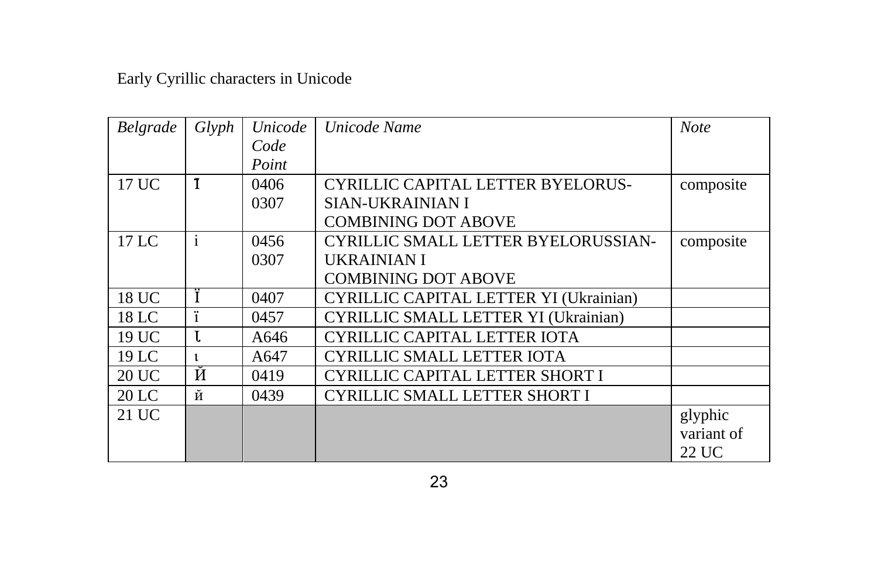Early Cyrillic characters in Unicode

| *Belgrade* | *Glyph* | *Unicode Code Point* | *Unicode Name* | *Note* |
|---|---|---|---|---|
| 17 UC | І̇ | 0406 0307 | CYRILLIC CAPITAL LETTER BYELORUS-SIAN-UKRAINIAN I COMBINING DOT ABOVE | composite |
| 17 LC | і̇ | 0456 0307 | CYRILLIC SMALL LETTER BYELORUSSIAN-UKRAINIAN I COMBINING DOT ABOVE | composite |
| 18 UC | Ї | 0407 | CYRILLIC CAPITAL LETTER YI (Ukrainian) | |
| 18 LC | ї | 0457 | CYRILLIC SMALL LETTER YI (Ukrainian) | |
| 19 UC | Ꙇ | A646 | CYRILLIC CAPITAL LETTER IOTA | |
| 19 LC | ꙇ | A647 | CYRILLIC SMALL LETTER IOTA | |
| 20 UC | Й | 0419 | CYRILLIC CAPITAL LETTER SHORT I | |
| 20 LC | й | 0439 | CYRILLIC SMALL LETTER SHORT I | |
| 21 UC | | | | glyphic variant of 22 UC |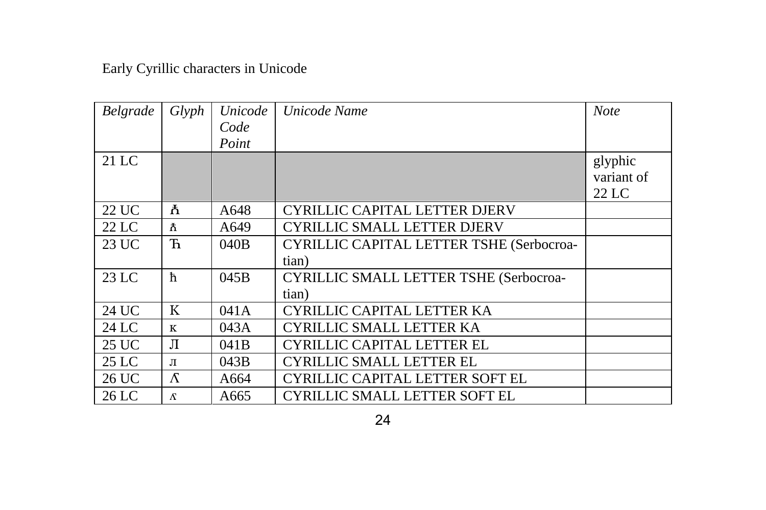Early Cyrillic characters in Unicode

| *Belgrade* | *Glyph* | *Unicode Code Point* | *Unicode Name* | *Note* |
|---|---|---|---|---|
| 21 LC | | | | glyphic variant of 22 LC |
| 22 UC | Ꙉ | A648 | CYRILLIC CAPITAL LETTER DJERV | |
| 22 LC | ꙉ | A649 | CYRILLIC SMALL LETTER DJERV | |
| 23 UC | Ћ | 040B | CYRILLIC CAPITAL LETTER TSHE (Serbocroatian) | |
| 23 LC | ћ | 045B | CYRILLIC SMALL LETTER TSHE (Serbocroatian) | |
| 24 UC | К | 041A | CYRILLIC CAPITAL LETTER KA | |
| 24 LC | к | 043A | CYRILLIC SMALL LETTER KA | |
| 25 UC | Л | 041B | CYRILLIC CAPITAL LETTER EL | |
| 25 LC | л | 043B | CYRILLIC SMALL LETTER EL | |
| 26 UC | Ꙥ | A664 | CYRILLIC CAPITAL LETTER SOFT EL | |
| 26 LC | ꙥ | A665 | CYRILLIC SMALL LETTER SOFT EL | |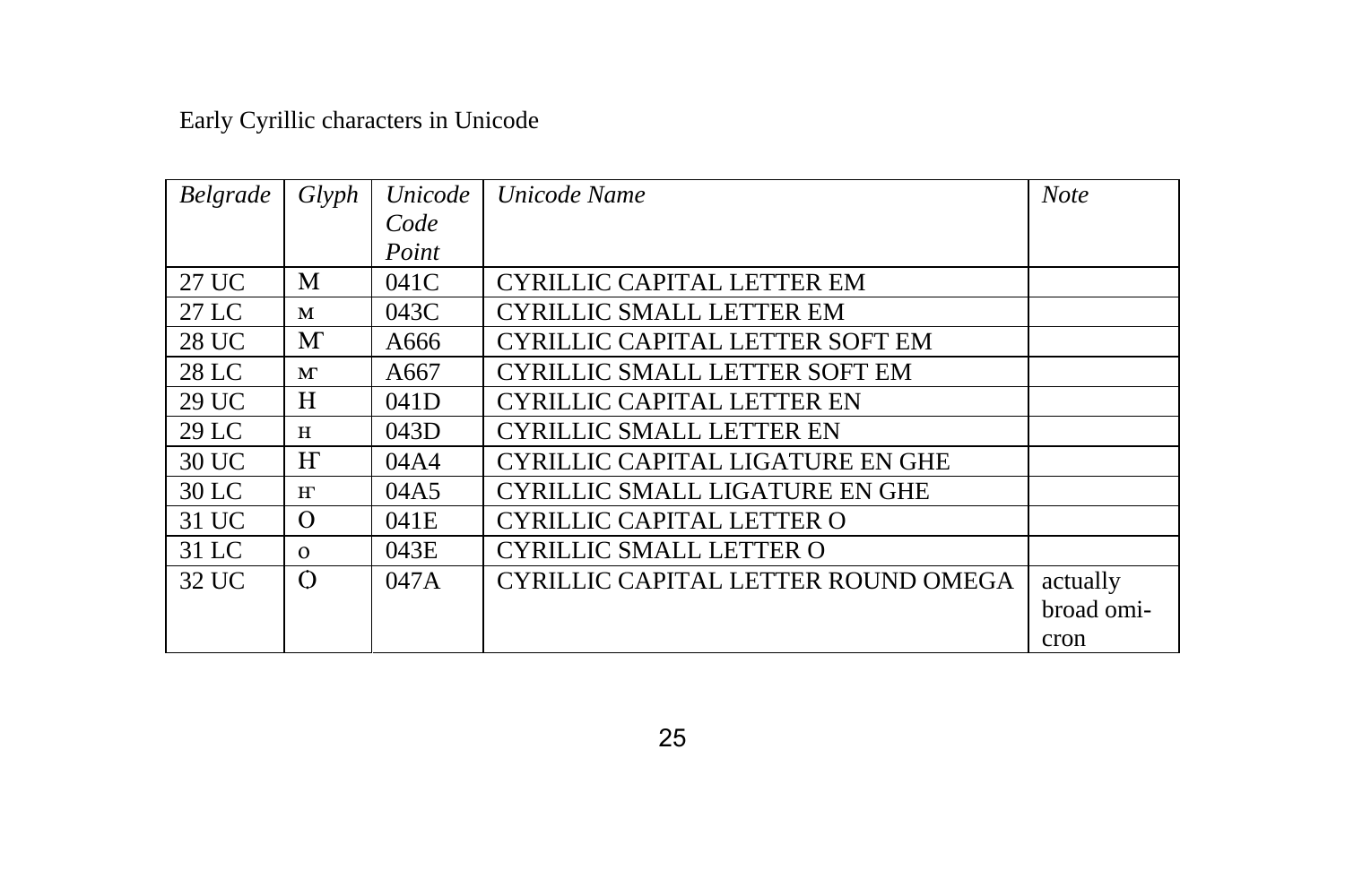Early Cyrillic characters in Unicode

| *Belgrade* | *Glyph* | *Unicode Code Point* | *Unicode Name* | *Note* |
|---|---|---|---|---|
| 27 UC | М | 041C | CYRILLIC CAPITAL LETTER EM | |
| 27 LC | м | 043C | CYRILLIC SMALL LETTER EM | |
| 28 UC | Ꙧ | A666 | CYRILLIC CAPITAL LETTER SOFT EM | |
| 28 LC | ꙧ | A667 | CYRILLIC SMALL LETTER SOFT EM | |
| 29 UC | Н | 041D | CYRILLIC CAPITAL LETTER EN | |
| 29 LC | н | 043D | CYRILLIC SMALL LETTER EN | |
| 30 UC | Ҥ | 04A4 | CYRILLIC CAPITAL LIGATURE EN GHE | |
| 30 LC | ҥ | 04A5 | CYRILLIC SMALL LIGATURE EN GHE | |
| 31 UC | О | 041E | CYRILLIC CAPITAL LETTER O | |
| 31 LC | о | 043E | CYRILLIC SMALL LETTER O | |
| 32 UC | Ѻ | 047A | CYRILLIC CAPITAL LETTER ROUND OMEGA | actually broad omi-cron |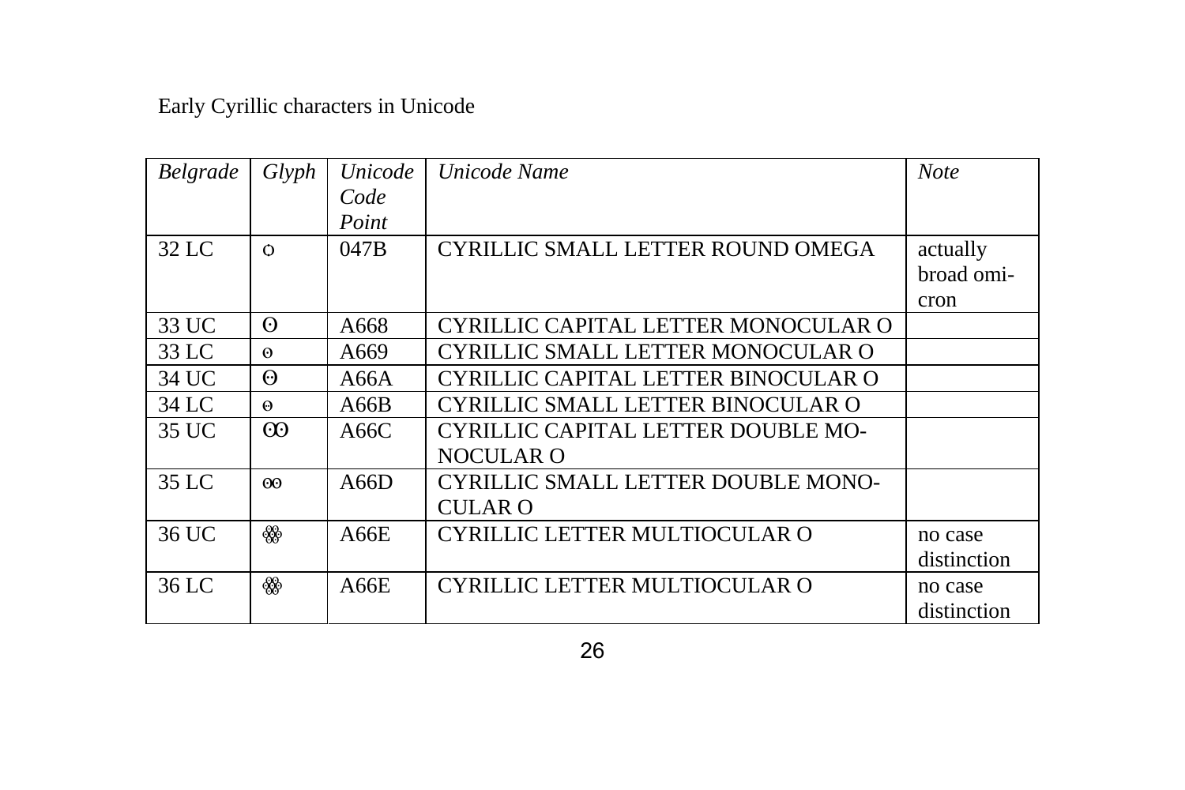Early Cyrillic characters in Unicode

| *Belgrade* | *Glyph* | *Unicode Code Point* | *Unicode Name* | *Note* |
|---|---|---|---|---|
| 32 LC | ѻ | 047B | CYRILLIC SMALL LETTER ROUND OMEGA | actually broad omicron |
| 33 UC | Ꙩ | A668 | CYRILLIC CAPITAL LETTER MONOCULAR O | |
| 33 LC | ꙩ | A669 | CYRILLIC SMALL LETTER MONOCULAR O | |
| 34 UC | Ꙫ | A66A | CYRILLIC CAPITAL LETTER BINOCULAR O | |
| 34 LC | ꙫ | A66B | CYRILLIC SMALL LETTER BINOCULAR O | |
| 35 UC | Ꙭ | A66C | CYRILLIC CAPITAL LETTER DOUBLE MONOCULAR O | |
| 35 LC | ꙭ | A66D | CYRILLIC SMALL LETTER DOUBLE MONOCULAR O | |
| 36 UC | ꙮ | A66E | CYRILLIC LETTER MULTIOCULAR O | no case distinction |
| 36 LC | ꙮ | A66E | CYRILLIC LETTER MULTIOCULAR O | no case distinction |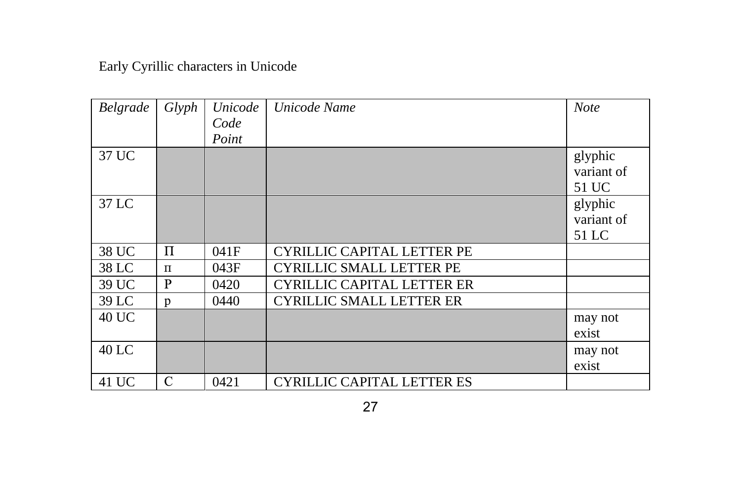Early Cyrillic characters in Unicode

| *Belgrade* | *Glyph* | *Unicode Code Point* | *Unicode Name* | *Note* |
|---|---|---|---|---|
| 37 UC | | | | glyphic variant of 51 UC |
| 37 LC | | | | glyphic variant of 51 LC |
| 38 UC | П | 041F | CYRILLIC CAPITAL LETTER PE | |
| 38 LC | п | 043F | CYRILLIC SMALL LETTER PE | |
| 39 UC | Р | 0420 | CYRILLIC CAPITAL LETTER ER | |
| 39 LC | р | 0440 | CYRILLIC SMALL LETTER ER | |
| 40 UC | | | | may not exist |
| 40 LC | | | | may not exist |
| 41 UC | С | 0421 | CYRILLIC CAPITAL LETTER ES | |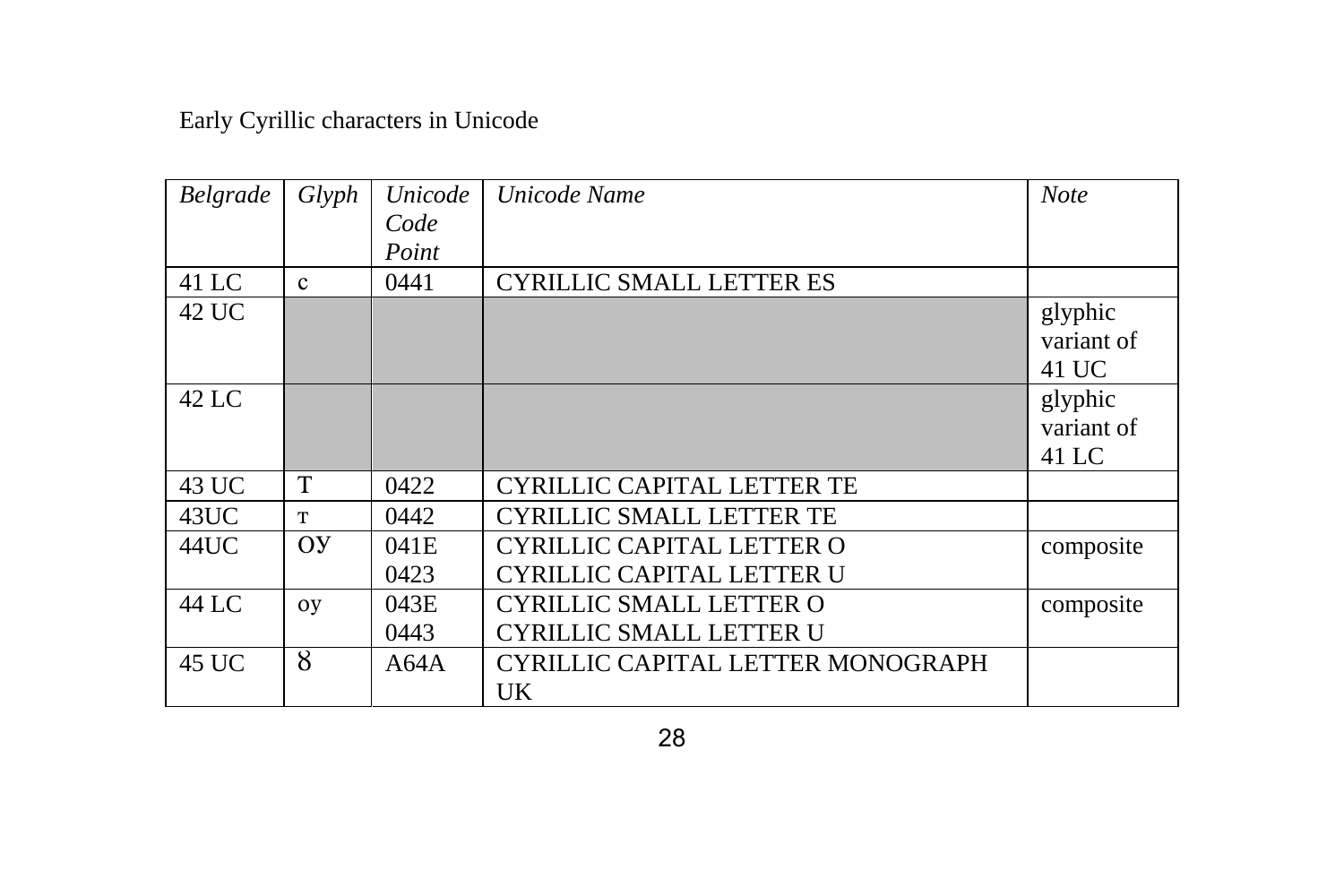Early Cyrillic characters in Unicode

| *Belgrade* | *Glyph* | *Unicode Code Point* | *Unicode Name* | *Note* |
|---|---|---|---|---|
| 41 LC | с | 0441 | CYRILLIC SMALL LETTER ES | |
| 42 UC | | | | glyphic variant of 41 UC |
| 42 LC | | | | glyphic variant of 41 LC |
| 43 UC | Т | 0422 | CYRILLIC CAPITAL LETTER TE | |
| 43UC | т | 0442 | CYRILLIC SMALL LETTER TE | |
| 44UC | ОУ | 041E<br>0423 | CYRILLIC CAPITAL LETTER O<br>CYRILLIC CAPITAL LETTER U | composite |
| 44 LC | оу | 043E<br>0443 | CYRILLIC SMALL LETTER O<br>CYRILLIC SMALL LETTER U | composite |
| 45 UC | Ꙋ | A64A | CYRILLIC CAPITAL LETTER MONOGRAPH UK | |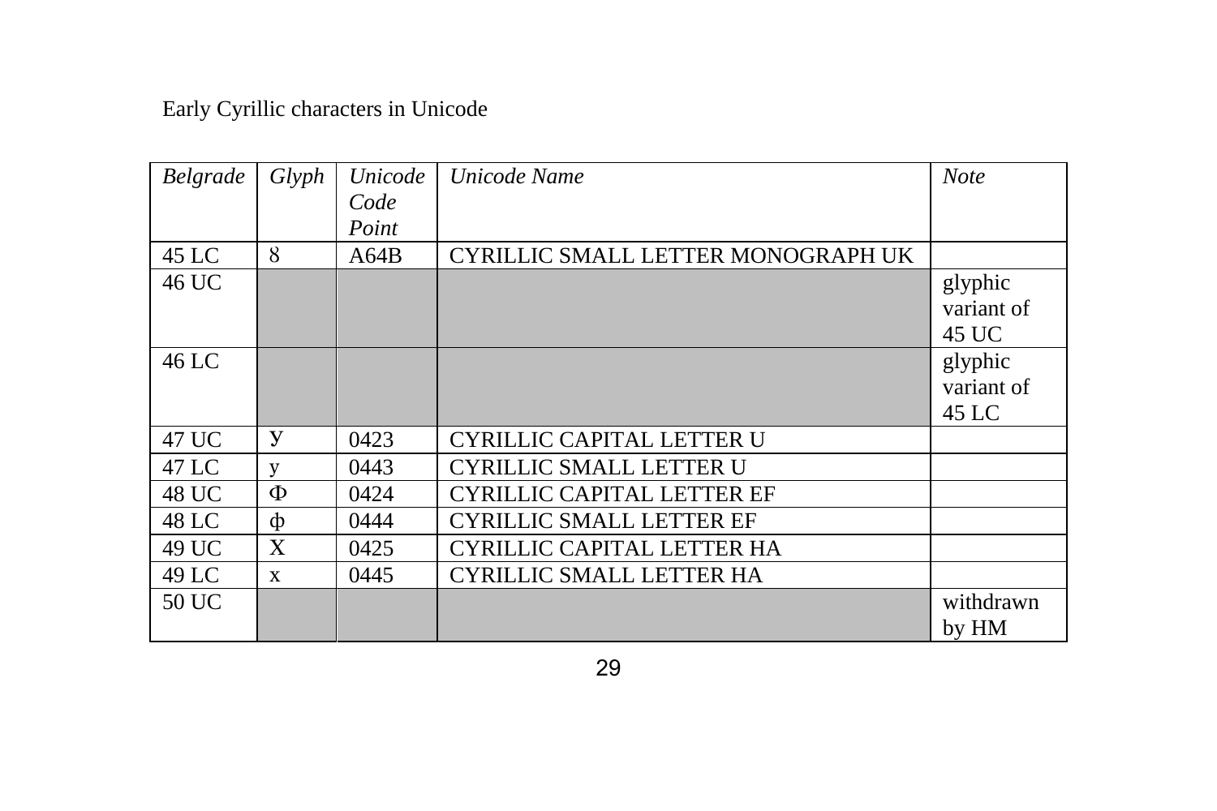Early Cyrillic characters in Unicode

| *Belgrade* | *Glyph* | *Unicode Code Point* | *Unicode Name* | *Note* |
|---|---|---|---|---|
| 45 LC | ꙋ | A64B | CYRILLIC SMALL LETTER MONOGRAPH UK | |
| 46 UC | | | | glyphic variant of 45 UC |
| 46 LC | | | | glyphic variant of 45 LC |
| 47 UC | У | 0423 | CYRILLIC CAPITAL LETTER U | |
| 47 LC | у | 0443 | CYRILLIC SMALL LETTER U | |
| 48 UC | Ф | 0424 | CYRILLIC CAPITAL LETTER EF | |
| 48 LC | ф | 0444 | CYRILLIC SMALL LETTER EF | |
| 49 UC | Х | 0425 | CYRILLIC CAPITAL LETTER HA | |
| 49 LC | х | 0445 | CYRILLIC SMALL LETTER HA | |
| 50 UC | | | | withdrawn by HM |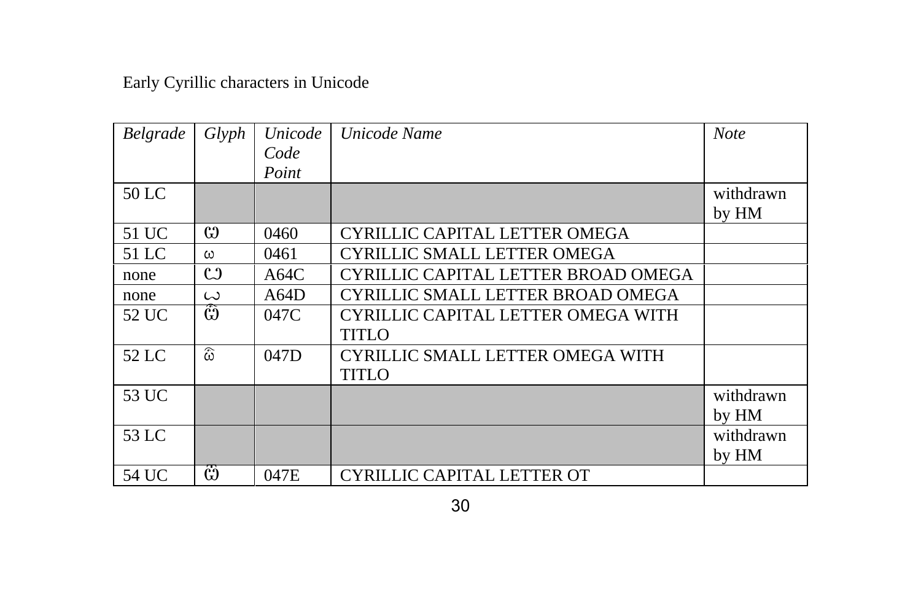Early Cyrillic characters in Unicode

| *Belgrade* | *Glyph* | *Unicode Code Point* | *Unicode Name* | *Note* |
|---|---|---|---|---|
| 50 LC | | | | withdrawn by HM |
| 51 UC | Ѡ | 0460 | CYRILLIC CAPITAL LETTER OMEGA | |
| 51 LC | ѡ | 0461 | CYRILLIC SMALL LETTER OMEGA | |
| none | Ꙍ | A64C | CYRILLIC CAPITAL LETTER BROAD OMEGA | |
| none | ꙍ | A64D | CYRILLIC SMALL LETTER BROAD OMEGA | |
| 52 UC | Ѽ | 047C | CYRILLIC CAPITAL LETTER OMEGA WITH TITLO | |
| 52 LC | ѽ | 047D | CYRILLIC SMALL LETTER OMEGA WITH TITLO | |
| 53 UC | | | | withdrawn by HM |
| 53 LC | | | | withdrawn by HM |
| 54 UC | Ѿ | 047E | CYRILLIC CAPITAL LETTER OT | |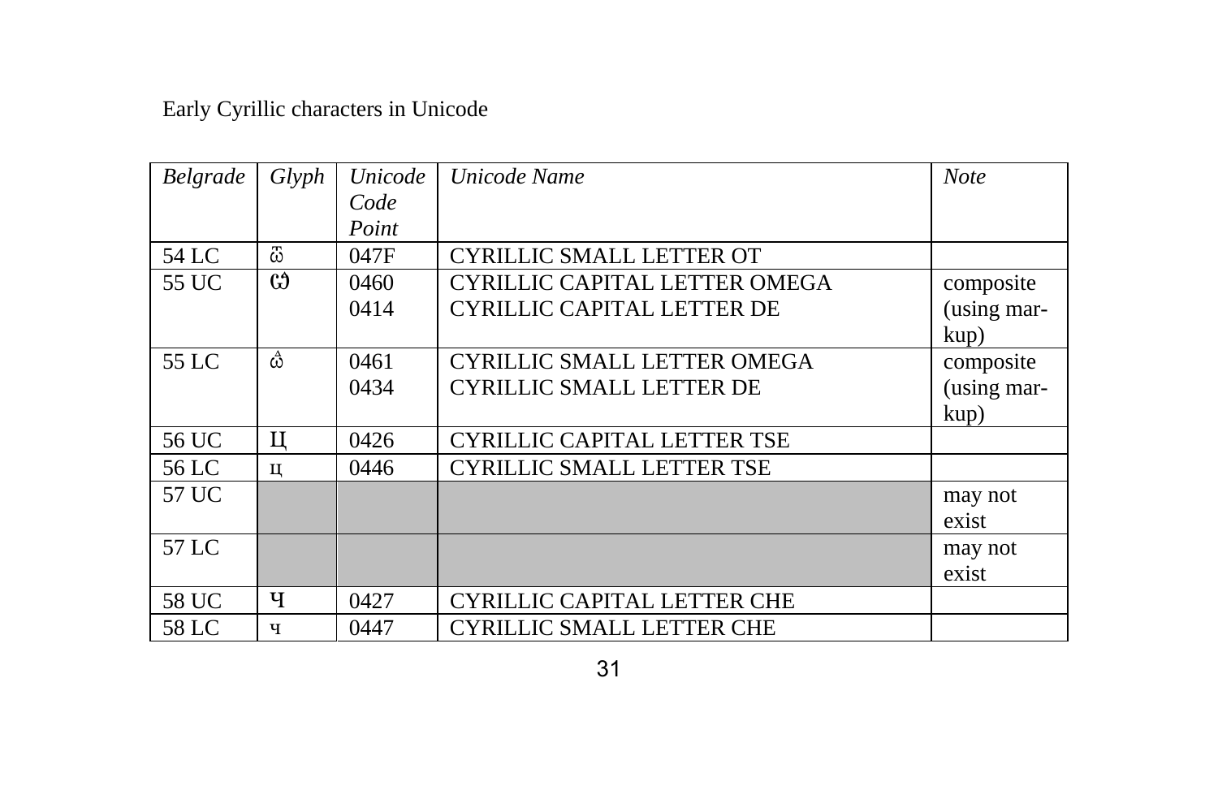Early Cyrillic characters in Unicode

| *Belgrade* | *Glyph* | *Unicode Code Point* | *Unicode Name* | *Note* |
|---|---|---|---|---|
| 54 LC | ѿ | 047F | CYRILLIC SMALL LETTER OT | |
| 55 UC | Ѡ҇ | 0460<br>0414 | CYRILLIC CAPITAL LETTER OMEGA<br>CYRILLIC CAPITAL LETTER DE | composite (using markup) |
| 55 LC | ѡ҇ | 0461<br>0434 | CYRILLIC SMALL LETTER OMEGA<br>CYRILLIC SMALL LETTER DE | composite (using markup) |
| 56 UC | Ц | 0426 | CYRILLIC CAPITAL LETTER TSE | |
| 56 LC | ц | 0446 | CYRILLIC SMALL LETTER TSE | |
| 57 UC | | | | may not exist |
| 57 LC | | | | may not exist |
| 58 UC | Ч | 0427 | CYRILLIC CAPITAL LETTER CHE | |
| 58 LC | ч | 0447 | CYRILLIC SMALL LETTER CHE | |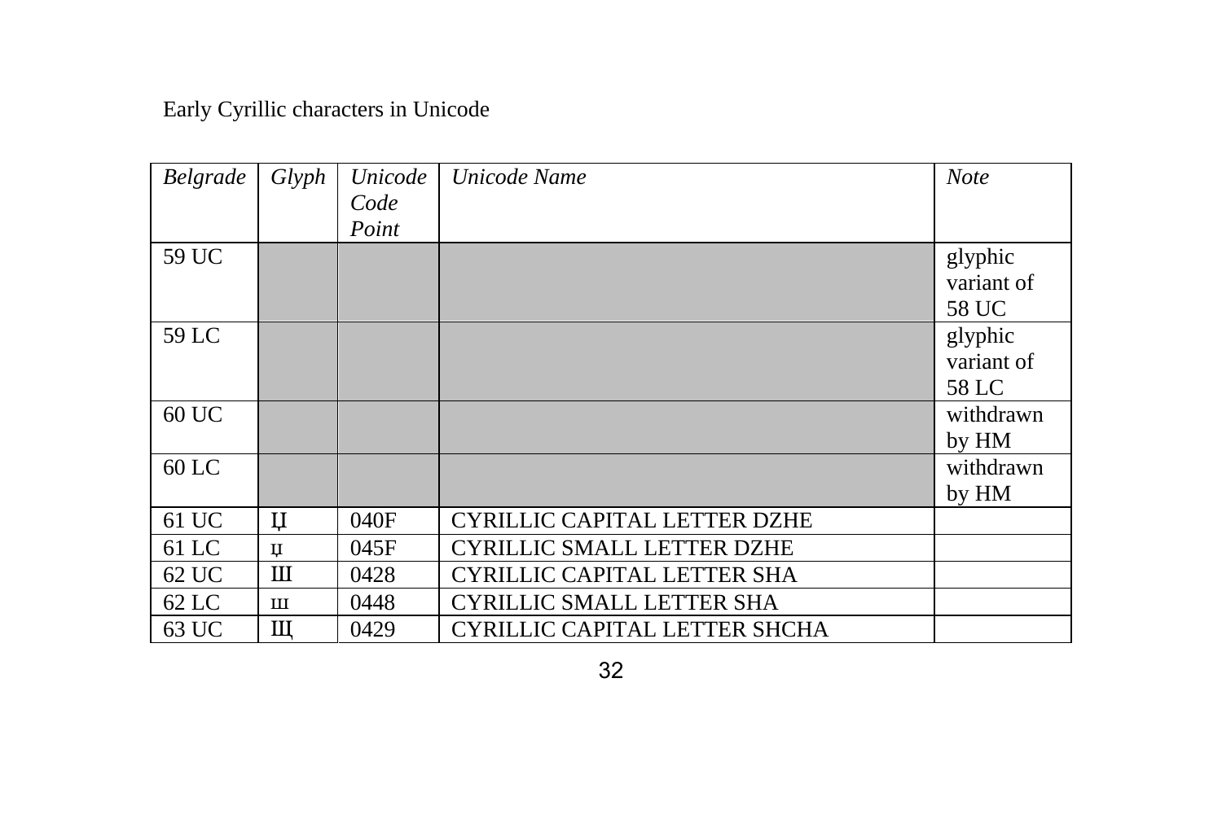Early Cyrillic characters in Unicode

| *Belgrade* | *Glyph* | *Unicode Code Point* | *Unicode Name* | *Note* |
|---|---|---|---|---|
| 59 UC | | | | glyphic variant of 58 UC |
| 59 LC | | | | glyphic variant of 58 LC |
| 60 UC | | | | withdrawn by HM |
| 60 LC | | | | withdrawn by HM |
| 61 UC | Џ | 040F | CYRILLIC CAPITAL LETTER DZHE | |
| 61 LC | џ | 045F | CYRILLIC SMALL LETTER DZHE | |
| 62 UC | Ш | 0428 | CYRILLIC CAPITAL LETTER SHA | |
| 62 LC | ш | 0448 | CYRILLIC SMALL LETTER SHA | |
| 63 UC | Щ | 0429 | CYRILLIC CAPITAL LETTER SHCHA | |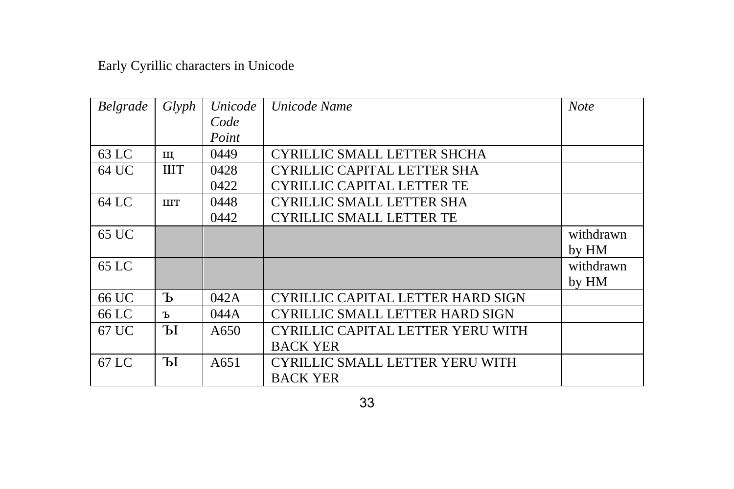Early Cyrillic characters in Unicode

| *Belgrade* | *Glyph* | *Unicode Code Point* | *Unicode Name* | *Note* |
|---|---|---|---|---|
| 63 LC | щ | 0449 | CYRILLIC SMALL LETTER SHCHA | |
| 64 UC | ШТ | 0428<br>0422 | CYRILLIC CAPITAL LETTER SHA<br>CYRILLIC CAPITAL LETTER TE | |
| 64 LC | шт | 0448<br>0442 | CYRILLIC SMALL LETTER SHA<br>CYRILLIC SMALL LETTER TE | |
| 65 UC | | | | withdrawn by HM |
| 65 LC | | | | withdrawn by HM |
| 66 UC | Ъ | 042A | CYRILLIC CAPITAL LETTER HARD SIGN | |
| 66 LC | ъ | 044A | CYRILLIC SMALL LETTER HARD SIGN | |
| 67 UC | Ꙑ | A650 | CYRILLIC CAPITAL LETTER YERU WITH BACK YER | |
| 67 LC | ꙑ | A651 | CYRILLIC SMALL LETTER YERU WITH BACK YER | |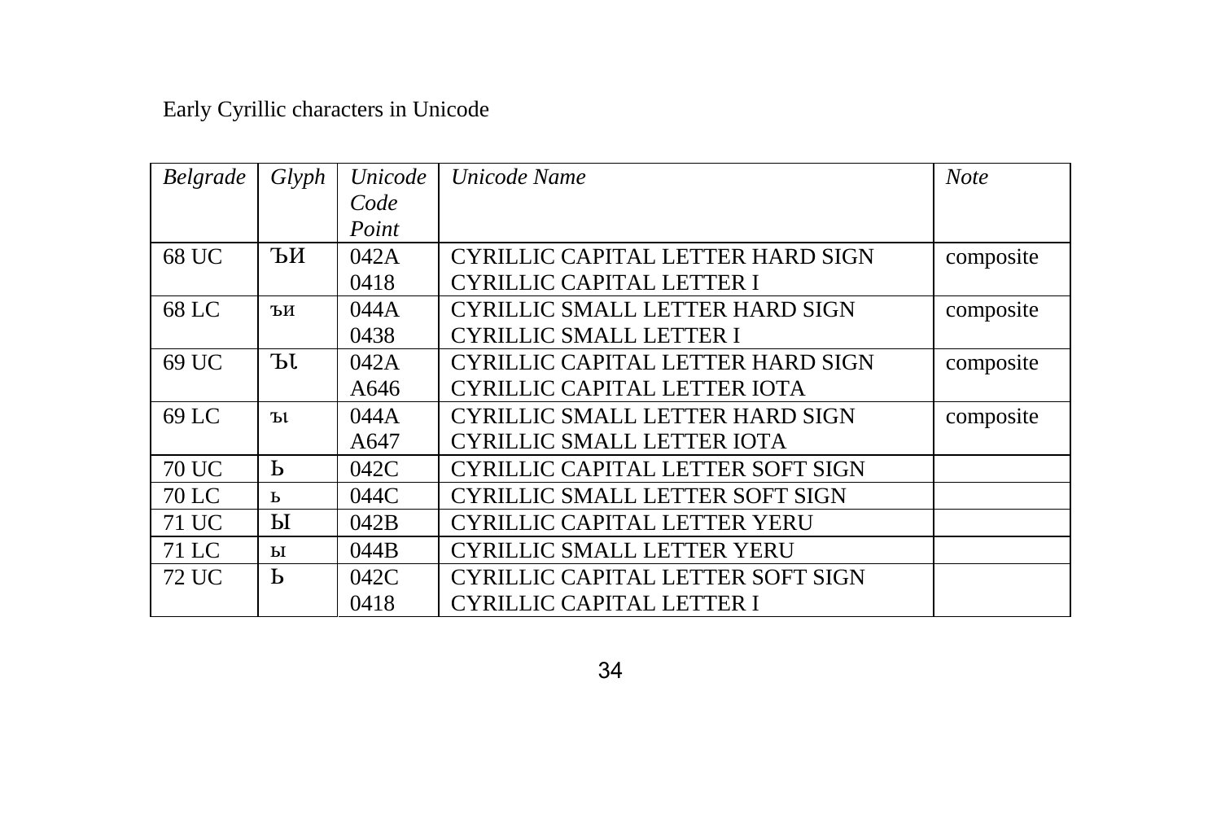Early Cyrillic characters in Unicode

| *Belgrade* | *Glyph* | *Unicode Code Point* | *Unicode Name* | *Note* |
|---|---|---|---|---|
| 68 UC | ЪИ | 042A<br>0418 | CYRILLIC CAPITAL LETTER HARD SIGN<br>CYRILLIC CAPITAL LETTER I | composite |
| 68 LC | ъи | 044A<br>0438 | CYRILLIC SMALL LETTER HARD SIGN<br>CYRILLIC SMALL LETTER I | composite |
| 69 UC | Ъꙇ | 042A<br>A646 | CYRILLIC CAPITAL LETTER HARD SIGN<br>CYRILLIC CAPITAL LETTER IOTA | composite |
| 69 LC | ъꙇ | 044A<br>A647 | CYRILLIC SMALL LETTER HARD SIGN<br>CYRILLIC SMALL LETTER IOTA | composite |
| 70 UC | Ь | 042C | CYRILLIC CAPITAL LETTER SOFT SIGN | |
| 70 LC | ь | 044C | CYRILLIC SMALL LETTER SOFT SIGN | |
| 71 UC | Ы | 042B | CYRILLIC CAPITAL LETTER YERU | |
| 71 LC | ы | 044B | CYRILLIC SMALL LETTER YERU | |
| 72 UC | Ь | 042C<br>0418 | CYRILLIC CAPITAL LETTER SOFT SIGN<br>CYRILLIC CAPITAL LETTER I | |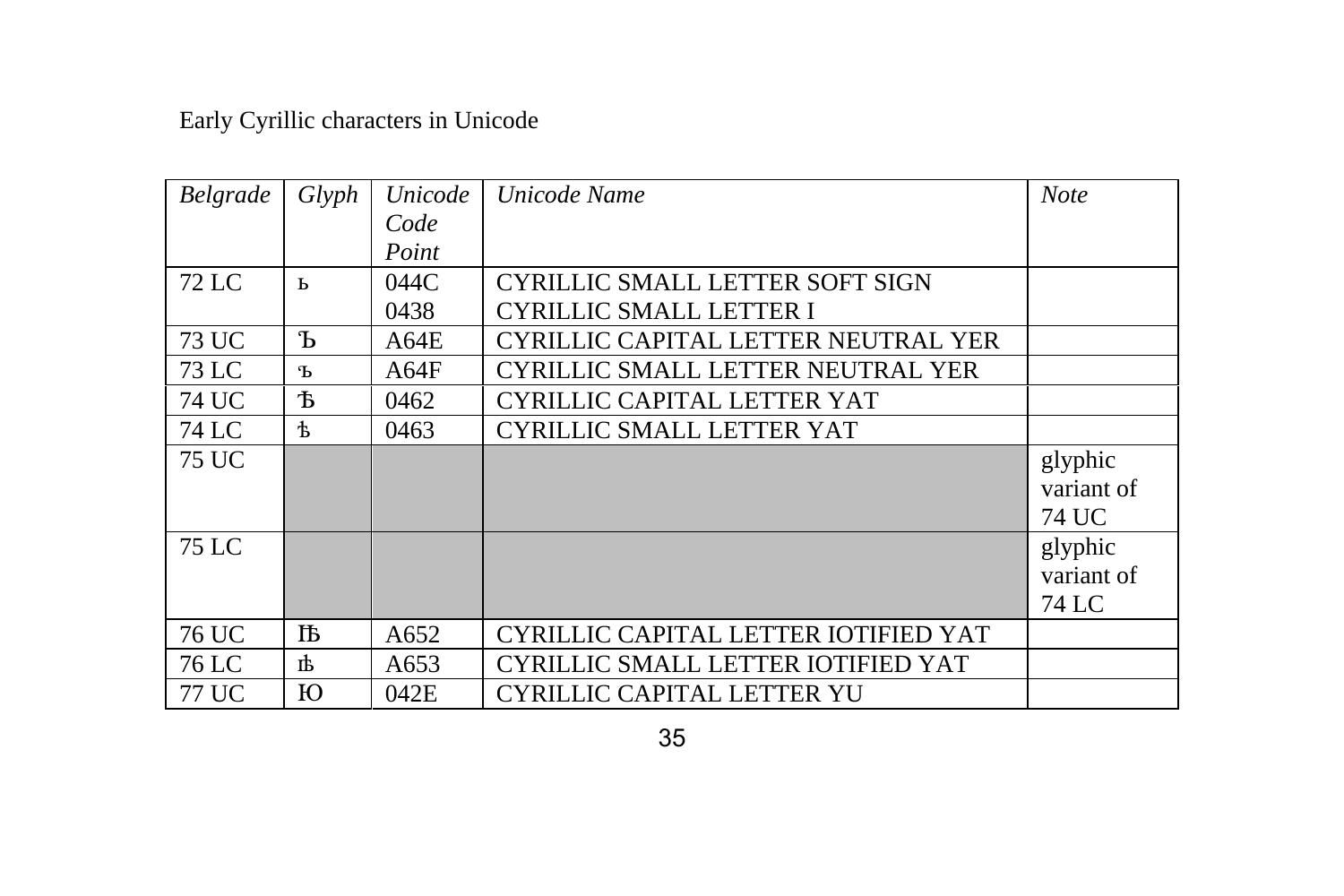Early Cyrillic characters in Unicode

| *Belgrade* | *Glyph* | *Unicode Code Point* | *Unicode Name* | *Note* |
|---|---|---|---|---|
| 72 LC | ь | 044C<br>0438 | CYRILLIC SMALL LETTER SOFT SIGN<br>CYRILLIC SMALL LETTER I | |
| 73 UC | Ꙏ | A64E | CYRILLIC CAPITAL LETTER NEUTRAL YER | |
| 73 LC | ꙏ | A64F | CYRILLIC SMALL LETTER NEUTRAL YER | |
| 74 UC | Ѣ | 0462 | CYRILLIC CAPITAL LETTER YAT | |
| 74 LC | ѣ | 0463 | CYRILLIC SMALL LETTER YAT | |
| 75 UC | | | | glyphic variant of 74 UC |
| 75 LC | | | | glyphic variant of 74 LC |
| 76 UC | Ꙓ | A652 | CYRILLIC CAPITAL LETTER IOTIFIED YAT | |
| 76 LC | ꙓ | A653 | CYRILLIC SMALL LETTER IOTIFIED YAT | |
| 77 UC | Ю | 042E | CYRILLIC CAPITAL LETTER YU | |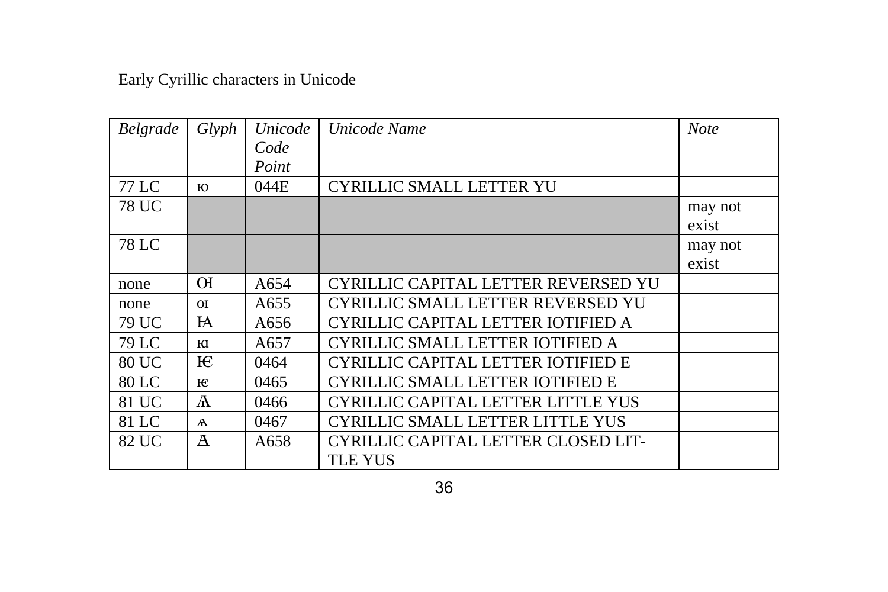Early Cyrillic characters in Unicode

| *Belgrade* | *Glyph* | *Unicode Code Point* | *Unicode Name* | *Note* |
|---|---|---|---|---|
| 77 LC | ю | 044E | CYRILLIC SMALL LETTER YU | |
| 78 UC | | | | may not exist |
| 78 LC | | | | may not exist |
| none | Ꙕ | A654 | CYRILLIC CAPITAL LETTER REVERSED YU | |
| none | ꙕ | A655 | CYRILLIC SMALL LETTER REVERSED YU | |
| 79 UC | Ꙗ | A656 | CYRILLIC CAPITAL LETTER IOTIFIED A | |
| 79 LC | ꙗ | A657 | CYRILLIC SMALL LETTER IOTIFIED A | |
| 80 UC | Ѥ | 0464 | CYRILLIC CAPITAL LETTER IOTIFIED E | |
| 80 LC | ѥ | 0465 | CYRILLIC SMALL LETTER IOTIFIED E | |
| 81 UC | Ѧ | 0466 | CYRILLIC CAPITAL LETTER LITTLE YUS | |
| 81 LC | ѧ | 0467 | CYRILLIC SMALL LETTER LITTLE YUS | |
| 82 UC | Ꙙ | A658 | CYRILLIC CAPITAL LETTER CLOSED LITTLE YUS | |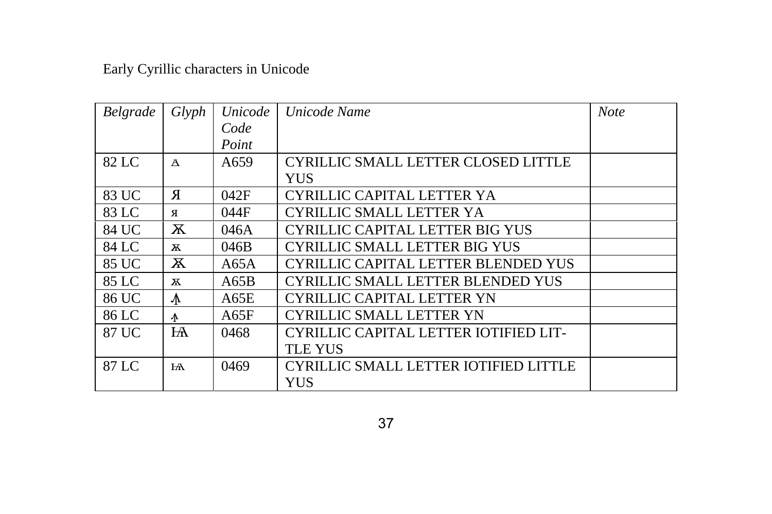Early Cyrillic characters in Unicode

| *Belgrade* | *Glyph* | *Unicode Code Point* | *Unicode Name* | *Note* |
|---|---|---|---|---|
| 82 LC | ꙙ | A659 | CYRILLIC SMALL LETTER CLOSED LITTLE YUS | |
| 83 UC | Я | 042F | CYRILLIC CAPITAL LETTER YA | |
| 83 LC | я | 044F | CYRILLIC SMALL LETTER YA | |
| 84 UC | Ѫ | 046A | CYRILLIC CAPITAL LETTER BIG YUS | |
| 84 LC | ѫ | 046B | CYRILLIC SMALL LETTER BIG YUS | |
| 85 UC | Ꙛ | A65A | CYRILLIC CAPITAL LETTER BLENDED YUS | |
| 85 LC | ꙛ | A65B | CYRILLIC SMALL LETTER BLENDED YUS | |
| 86 UC | Ꙟ | A65E | CYRILLIC CAPITAL LETTER YN | |
| 86 LC | ꙟ | A65F | CYRILLIC SMALL LETTER YN | |
| 87 UC | Ѩ | 0468 | CYRILLIC CAPITAL LETTER IOTIFIED LIT-TLE YUS | |
| 87 LC | ѩ | 0469 | CYRILLIC SMALL LETTER IOTIFIED LITTLE YUS | |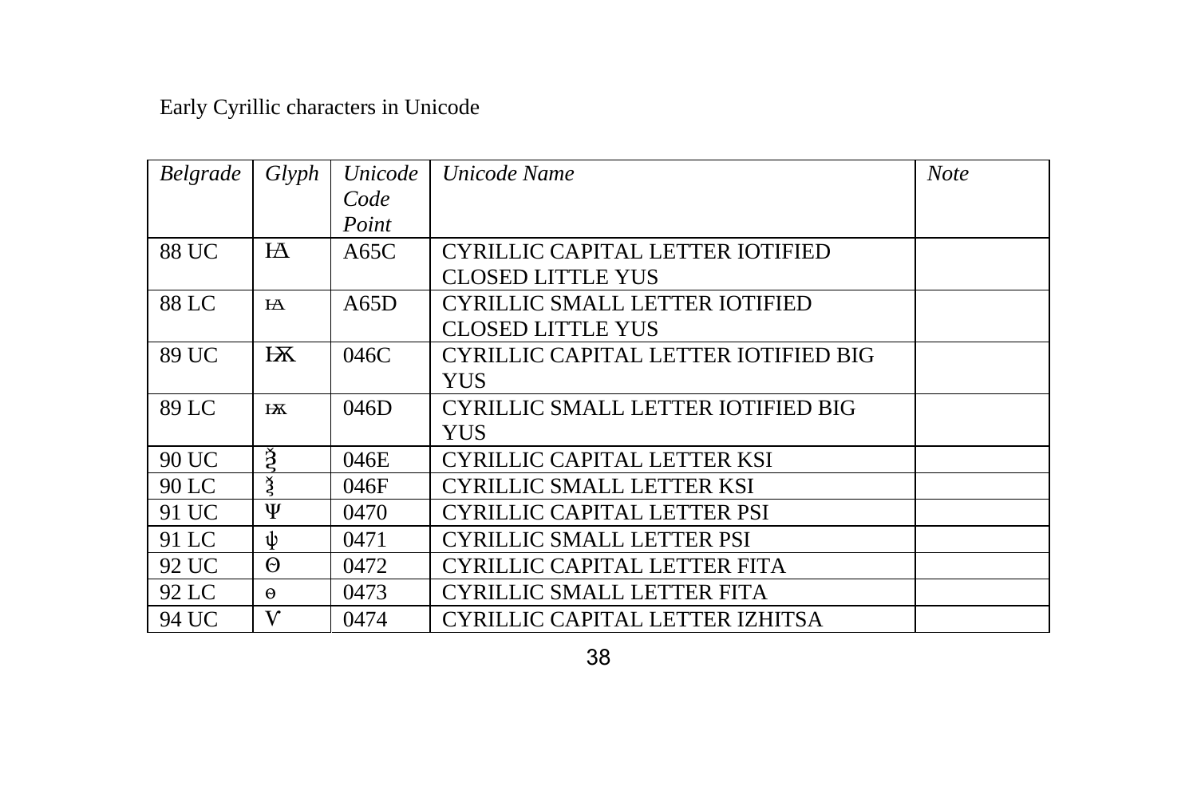Early Cyrillic characters in Unicode

| *Belgrade* | *Glyph* | *Unicode Code Point* | *Unicode Name* | *Note* |
|---|---|---|---|---|
| 88 UC | Ꙝ | A65C | CYRILLIC CAPITAL LETTER IOTIFIED CLOSED LITTLE YUS | |
| 88 LC | ꙝ | A65D | CYRILLIC SMALL LETTER IOTIFIED CLOSED LITTLE YUS | |
| 89 UC | Ѭ | 046C | CYRILLIC CAPITAL LETTER IOTIFIED BIG YUS | |
| 89 LC | ѭ | 046D | CYRILLIC SMALL LETTER IOTIFIED BIG YUS | |
| 90 UC | Ѯ | 046E | CYRILLIC CAPITAL LETTER KSI | |
| 90 LC | ѯ | 046F | CYRILLIC SMALL LETTER KSI | |
| 91 UC | Ѱ | 0470 | CYRILLIC CAPITAL LETTER PSI | |
| 91 LC | ѱ | 0471 | CYRILLIC SMALL LETTER PSI | |
| 92 UC | Ѳ | 0472 | CYRILLIC CAPITAL LETTER FITA | |
| 92 LC | ѳ | 0473 | CYRILLIC SMALL LETTER FITA | |
| 94 UC | Ѵ | 0474 | CYRILLIC CAPITAL LETTER IZHITSA | |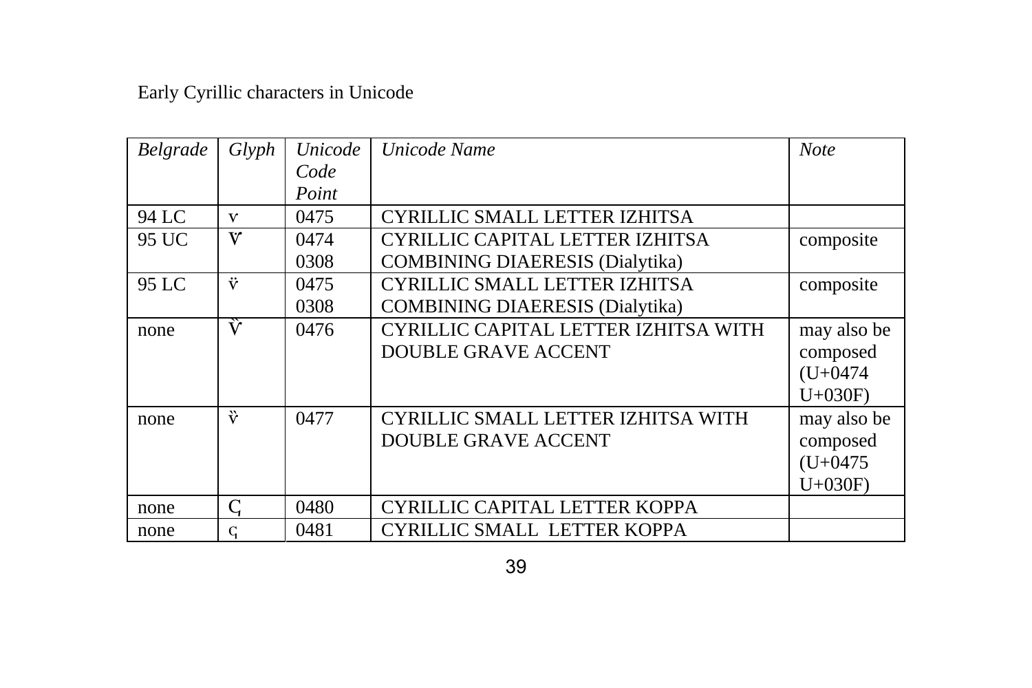Early Cyrillic characters in Unicode

| *Belgrade* | *Glyph* | *Unicode Code Point* | *Unicode Name* | *Note* |
|---|---|---|---|---|
| 94 LC | ѵ | 0475 | CYRILLIC SMALL LETTER IZHITSA | |
| 95 UC | Ѵ̈ | 0474<br>0308 | CYRILLIC CAPITAL LETTER IZHITSA<br>COMBINING DIAERESIS (Dialytika) | composite |
| 95 LC | ѵ̈ | 0475<br>0308 | CYRILLIC SMALL LETTER IZHITSA<br>COMBINING DIAERESIS (Dialytika) | composite |
| none | Ѷ | 0476 | CYRILLIC CAPITAL LETTER IZHITSA WITH DOUBLE GRAVE ACCENT | may also be composed (U+0474 U+030F) |
| none | ѷ | 0477 | CYRILLIC SMALL LETTER IZHITSA WITH DOUBLE GRAVE ACCENT | may also be composed (U+0475 U+030F) |
| none | Ҁ | 0480 | CYRILLIC CAPITAL LETTER KOPPA | |
| none | ҁ | 0481 | CYRILLIC SMALL  LETTER KOPPA | |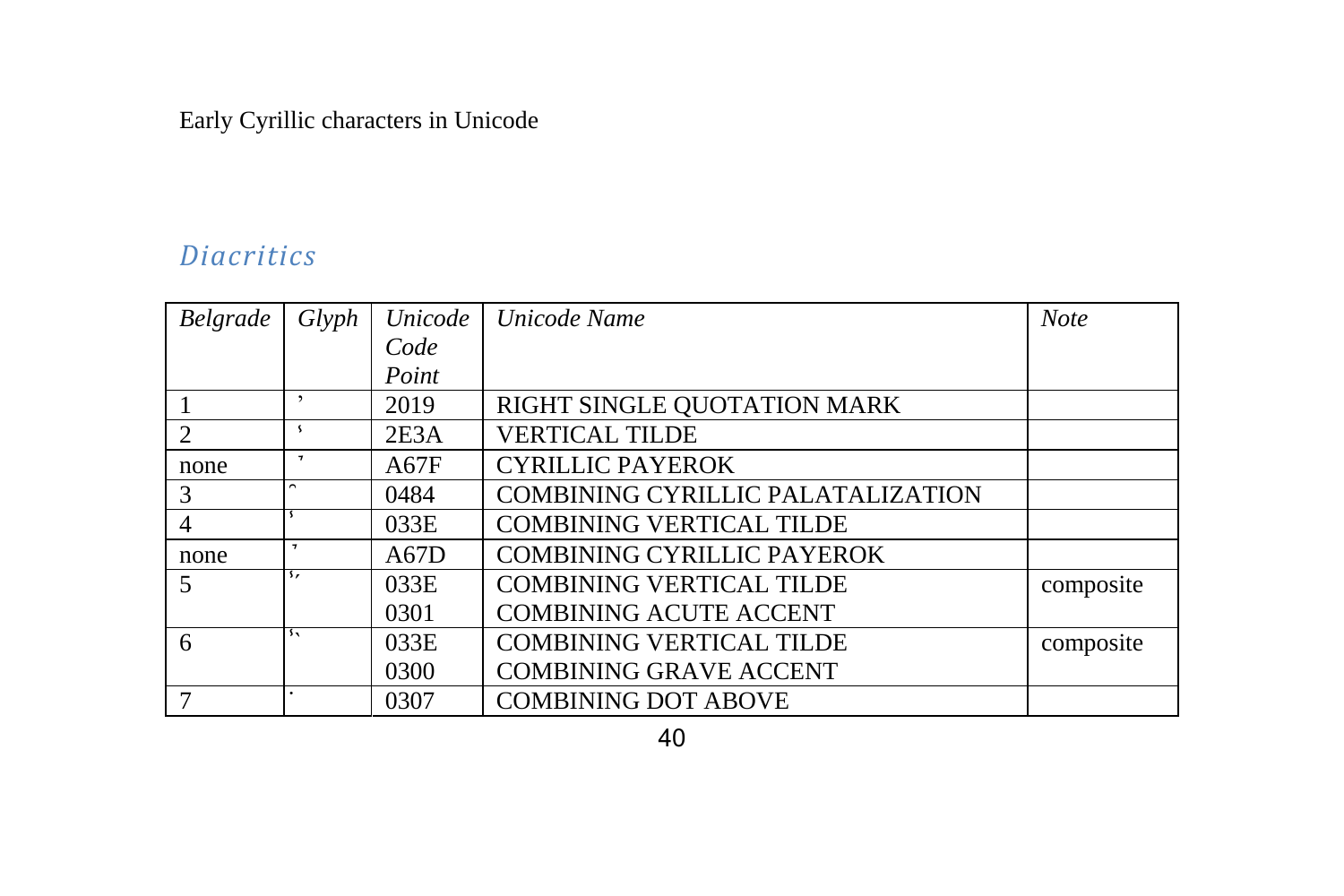Early Cyrillic characters in Unicode

## *Diacritics*

| *Belgrade* | *Glyph* | *Unicode Code Point* | *Unicode Name* | *Note* |
|---|---|---|---|---|
| 1 | ’ | 2019 | RIGHT SINGLE QUOTATION MARK | |
| 2 | ⸺ | 2E3A | VERTICAL TILDE | |
| none | ꙿ | A67F | CYRILLIC PAYEROK | |
| 3 | ҄ | 0484 | COMBINING CYRILLIC PALATALIZATION | |
| 4 | ̾ | 033E | COMBINING VERTICAL TILDE | |
| none | ꙽ | A67D | COMBINING CYRILLIC PAYEROK | |
| 5 | ̾́ | 033E<br>0301 | COMBINING VERTICAL TILDE<br>COMBINING ACUTE ACCENT | composite |
| 6 | ̾̀ | 033E<br>0300 | COMBINING VERTICAL TILDE<br>COMBINING GRAVE ACCENT | composite |
| 7 | ̇ | 0307 | COMBINING DOT ABOVE | |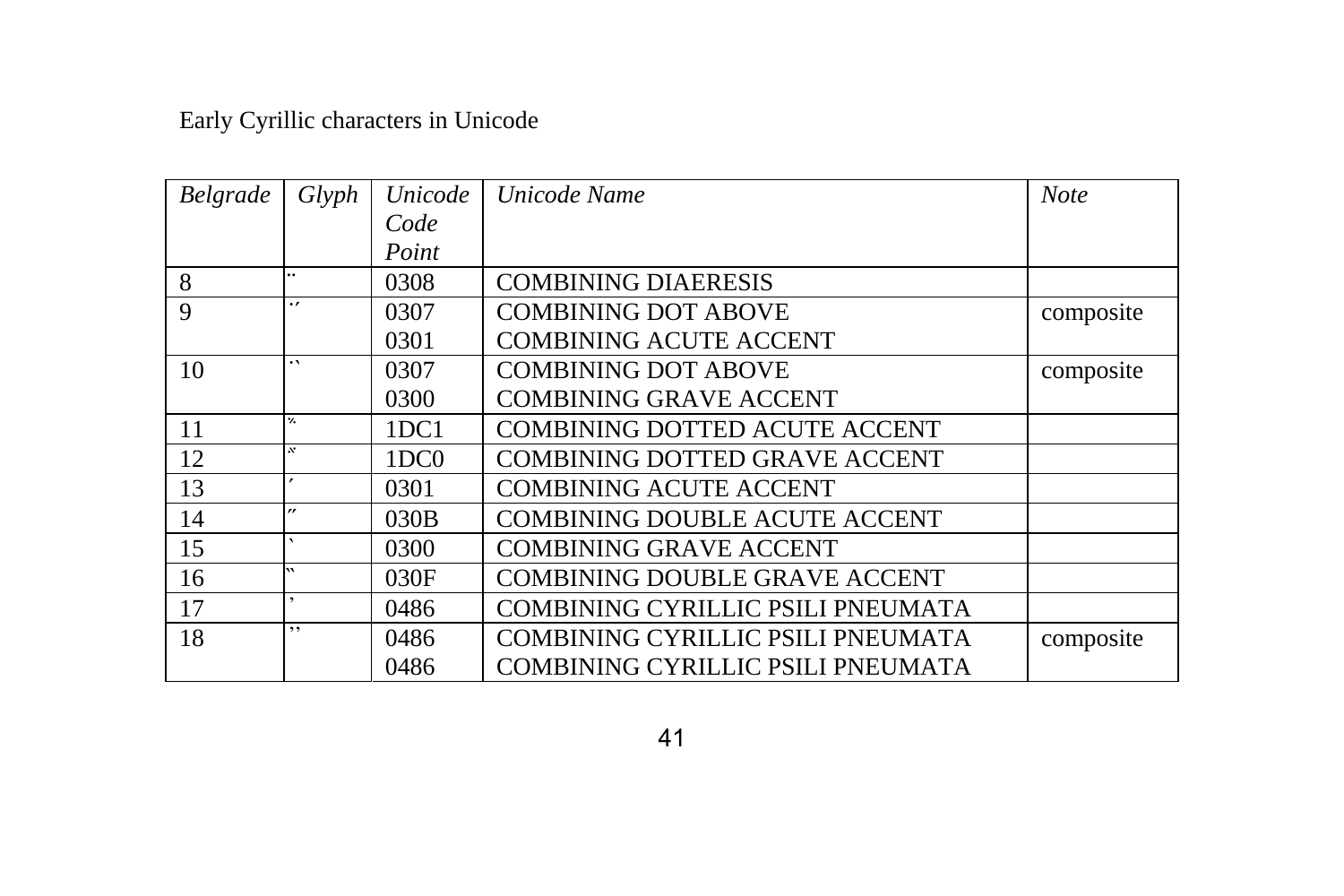Early Cyrillic characters in Unicode

| *Belgrade* | *Glyph* | *Unicode Code Point* | *Unicode Name* | *Note* |
|---|---|---|---|---|
| 8 | ̈ | 0308 | COMBINING DIAERESIS | |
| 9 | ̇́ | 0307<br>0301 | COMBINING DOT ABOVE<br>COMBINING ACUTE ACCENT | composite |
| 10 | ̇̀ | 0307<br>0300 | COMBINING DOT ABOVE<br>COMBINING GRAVE ACCENT | composite |
| 11 | ᷁ | 1DC1 | COMBINING DOTTED ACUTE ACCENT | |
| 12 | ᷀ | 1DC0 | COMBINING DOTTED GRAVE ACCENT | |
| 13 | ́ | 0301 | COMBINING ACUTE ACCENT | |
| 14 | ̋ | 030B | COMBINING DOUBLE ACUTE ACCENT | |
| 15 | ̀ | 0300 | COMBINING GRAVE ACCENT | |
| 16 | ̏ | 030F | COMBINING DOUBLE GRAVE ACCENT | |
| 17 | ҆ | 0486 | COMBINING CYRILLIC PSILI PNEUMATA | |
| 18 | ҆҆ | 0486<br>0486 | COMBINING CYRILLIC PSILI PNEUMATA<br>COMBINING CYRILLIC PSILI PNEUMATA | composite |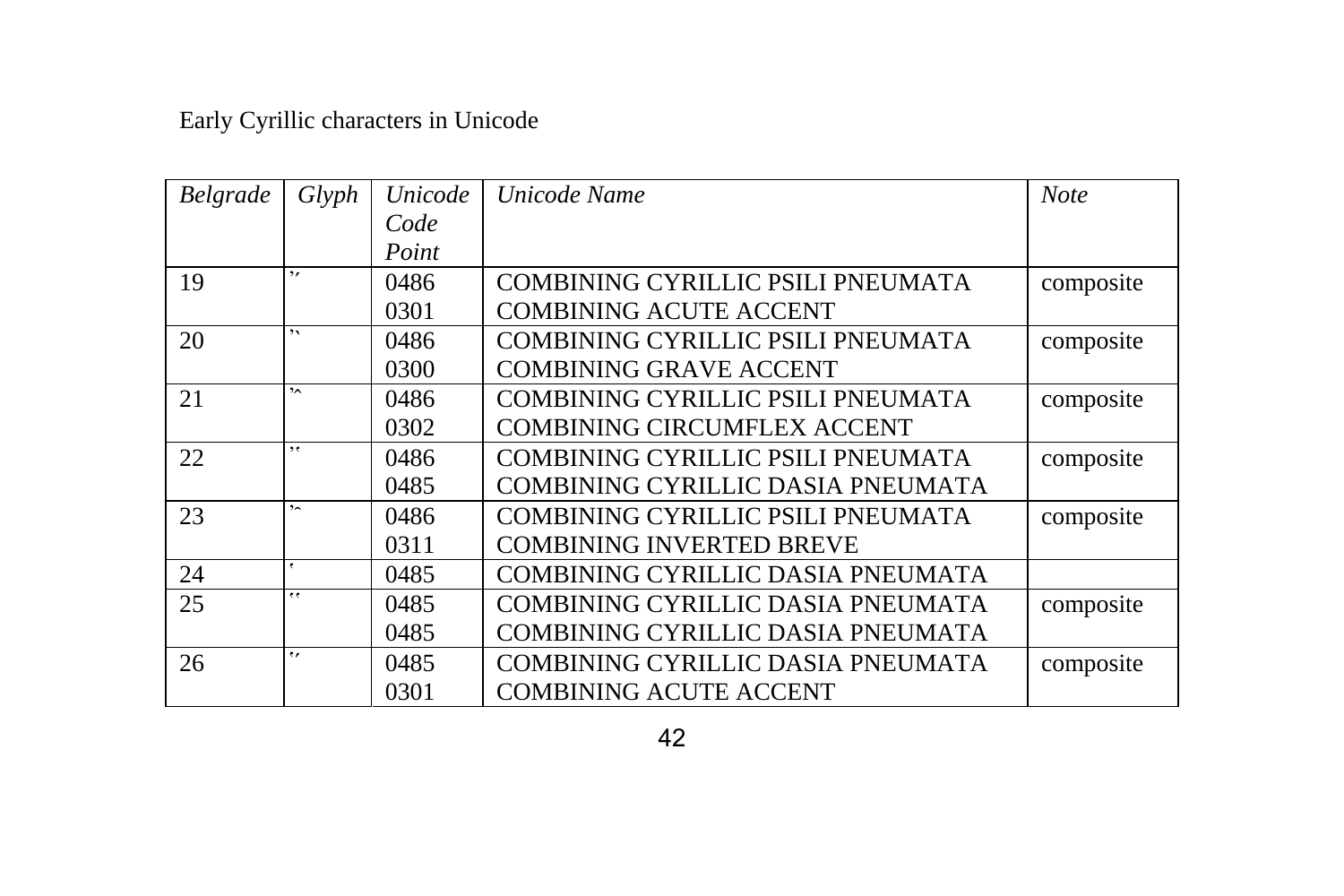Early Cyrillic characters in Unicode

| *Belgrade* | *Glyph* | *Unicode Code Point* | *Unicode Name* | *Note* |
|---|---|---|---|---|
| 19 | ҆́ | 0486<br>0301 | COMBINING CYRILLIC PSILI PNEUMATA<br>COMBINING ACUTE ACCENT | composite |
| 20 | ҆̀ | 0486<br>0300 | COMBINING CYRILLIC PSILI PNEUMATA<br>COMBINING GRAVE ACCENT | composite |
| 21 | ҆̂ | 0486<br>0302 | COMBINING CYRILLIC PSILI PNEUMATA<br>COMBINING CIRCUMFLEX ACCENT | composite |
| 22 | ҆҅ | 0486<br>0485 | COMBINING CYRILLIC PSILI PNEUMATA<br>COMBINING CYRILLIC DASIA PNEUMATA | composite |
| 23 | ҆̑ | 0486<br>0311 | COMBINING CYRILLIC PSILI PNEUMATA<br>COMBINING INVERTED BREVE | composite |
| 24 | ҅ | 0485 | COMBINING CYRILLIC DASIA PNEUMATA | |
| 25 | ҅҅ | 0485<br>0485 | COMBINING CYRILLIC DASIA PNEUMATA<br>COMBINING CYRILLIC DASIA PNEUMATA | composite |
| 26 | ҅́ | 0485<br>0301 | COMBINING CYRILLIC DASIA PNEUMATA<br>COMBINING ACUTE ACCENT | composite |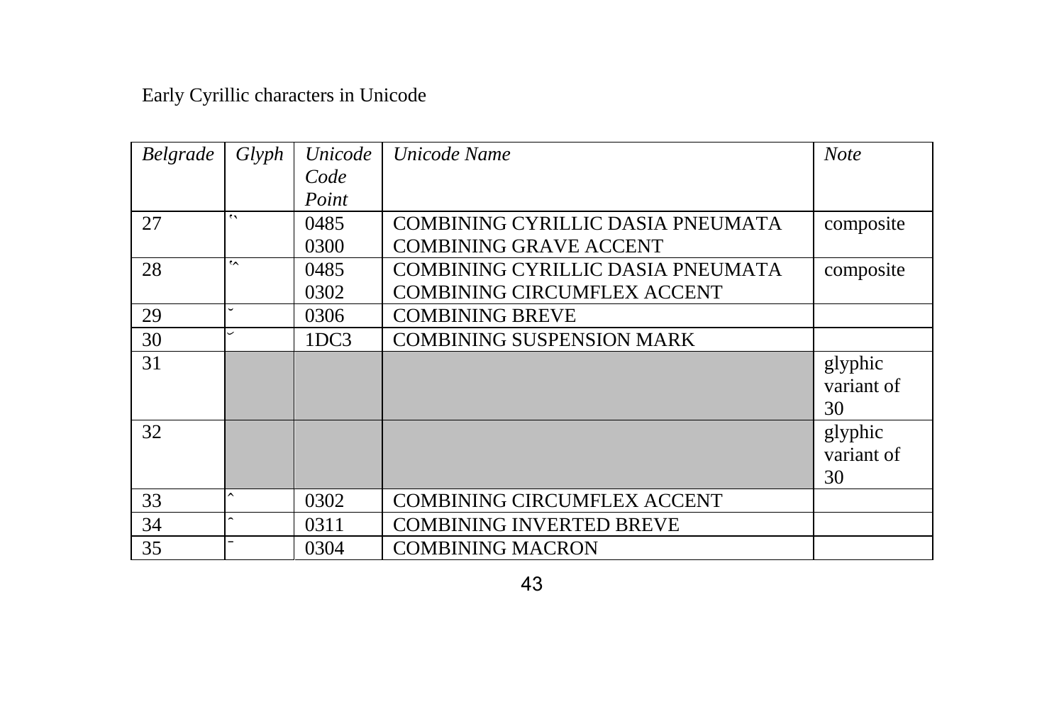Early Cyrillic characters in Unicode

| *Belgrade* | *Glyph* | *Unicode Code Point* | *Unicode Name* | *Note* |
|---|---|---|---|---|
| 27 | ҅̀ | 0485<br>0300 | COMBINING CYRILLIC DASIA PNEUMATA<br>COMBINING GRAVE ACCENT | composite |
| 28 | ҅̂ | 0485<br>0302 | COMBINING CYRILLIC DASIA PNEUMATA<br>COMBINING CIRCUMFLEX ACCENT | composite |
| 29 | ̆ | 0306 | COMBINING BREVE | |
| 30 | ᷃ | 1DC3 | COMBINING SUSPENSION MARK | |
| 31 | | | | glyphic variant of 30 |
| 32 | | | | glyphic variant of 30 |
| 33 | ̂ | 0302 | COMBINING CIRCUMFLEX ACCENT | |
| 34 | ̑ | 0311 | COMBINING INVERTED BREVE | |
| 35 | ̄ | 0304 | COMBINING MACRON | |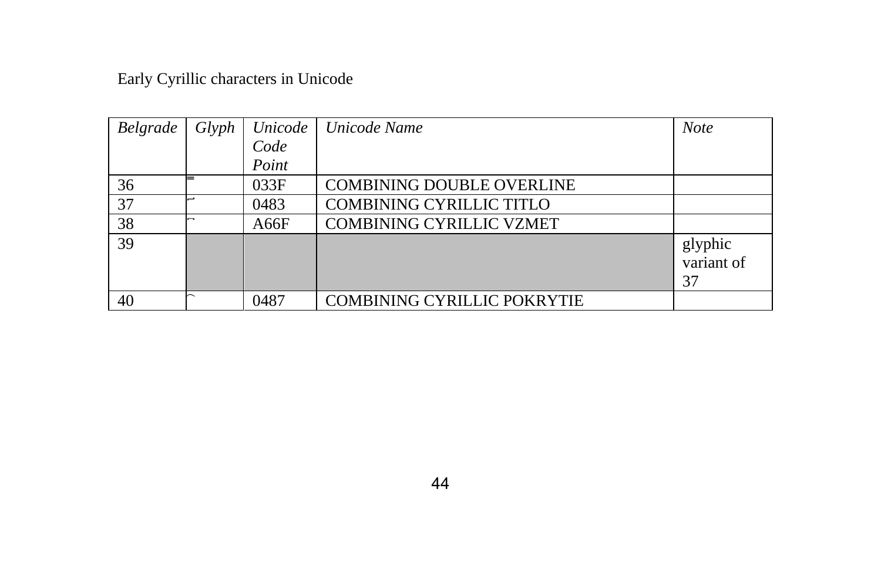Early Cyrillic characters in Unicode

| *Belgrade* | *Glyph* | *Unicode Code Point* | *Unicode Name* | *Note* |
|---|---|---|---|---|
| 36 | ̿ | 033F | COMBINING DOUBLE OVERLINE | |
| 37 | ҃ | 0483 | COMBINING CYRILLIC TITLO | |
| 38 | ꙯ | A66F | COMBINING CYRILLIC VZMET | |
| 39 | | | | glyphic variant of 37 |
| 40 | ҇ | 0487 | COMBINING CYRILLIC POKRYTIE | |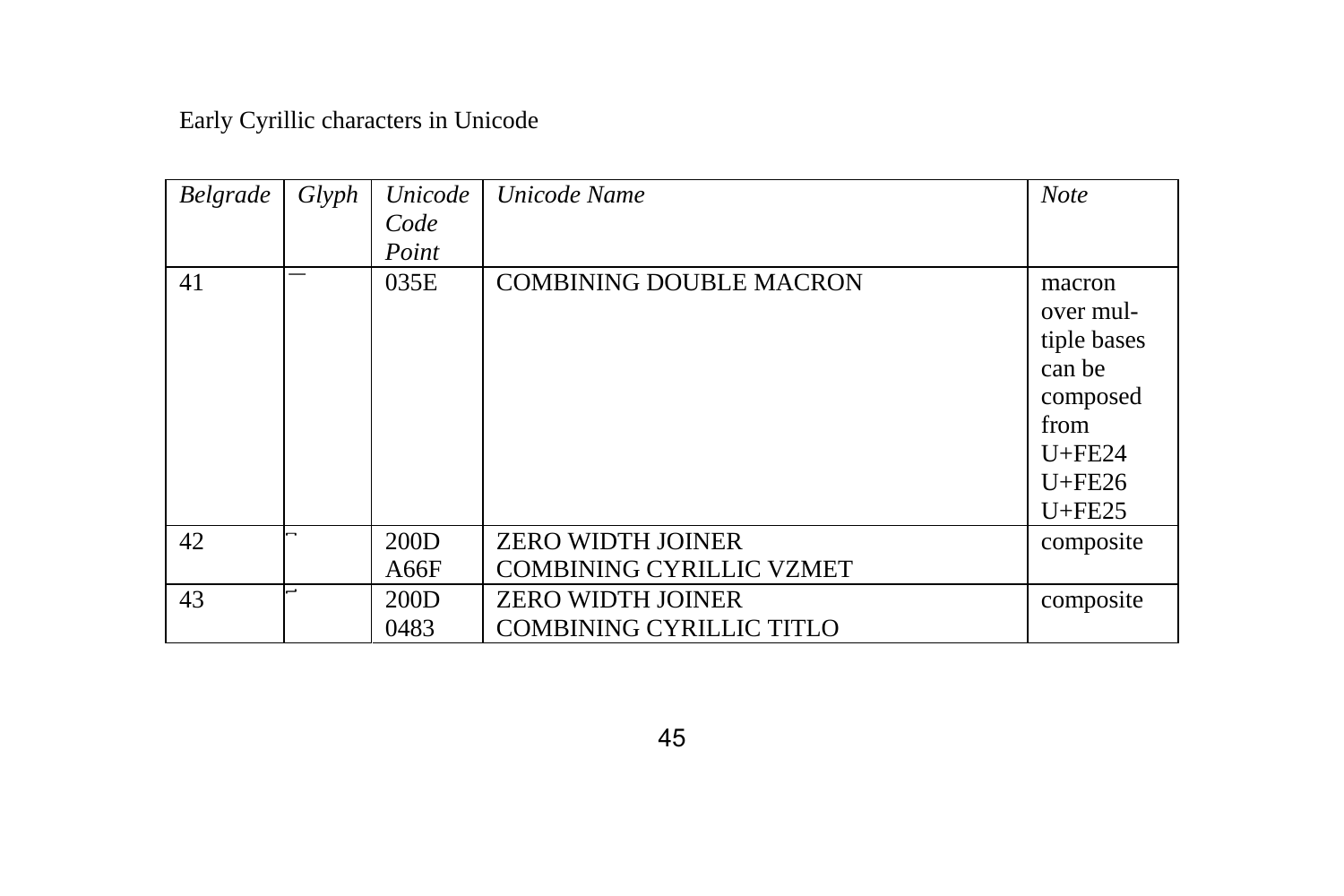Early Cyrillic characters in Unicode

| *Belgrade* | *Glyph* | *Unicode Code Point* | *Unicode Name* | *Note* |
|---|---|---|---|---|
| 41 | ͞ | 035E | COMBINING DOUBLE MACRON | macron over multiple bases can be composed from U+FE24 U+FE26 U+FE25 |
| 42 | ⸯ | 200D A66F | ZERO WIDTH JOINER COMBINING CYRILLIC VZMET | composite |
| 43 | ҃ | 200D 0483 | ZERO WIDTH JOINER COMBINING CYRILLIC TITLO | composite |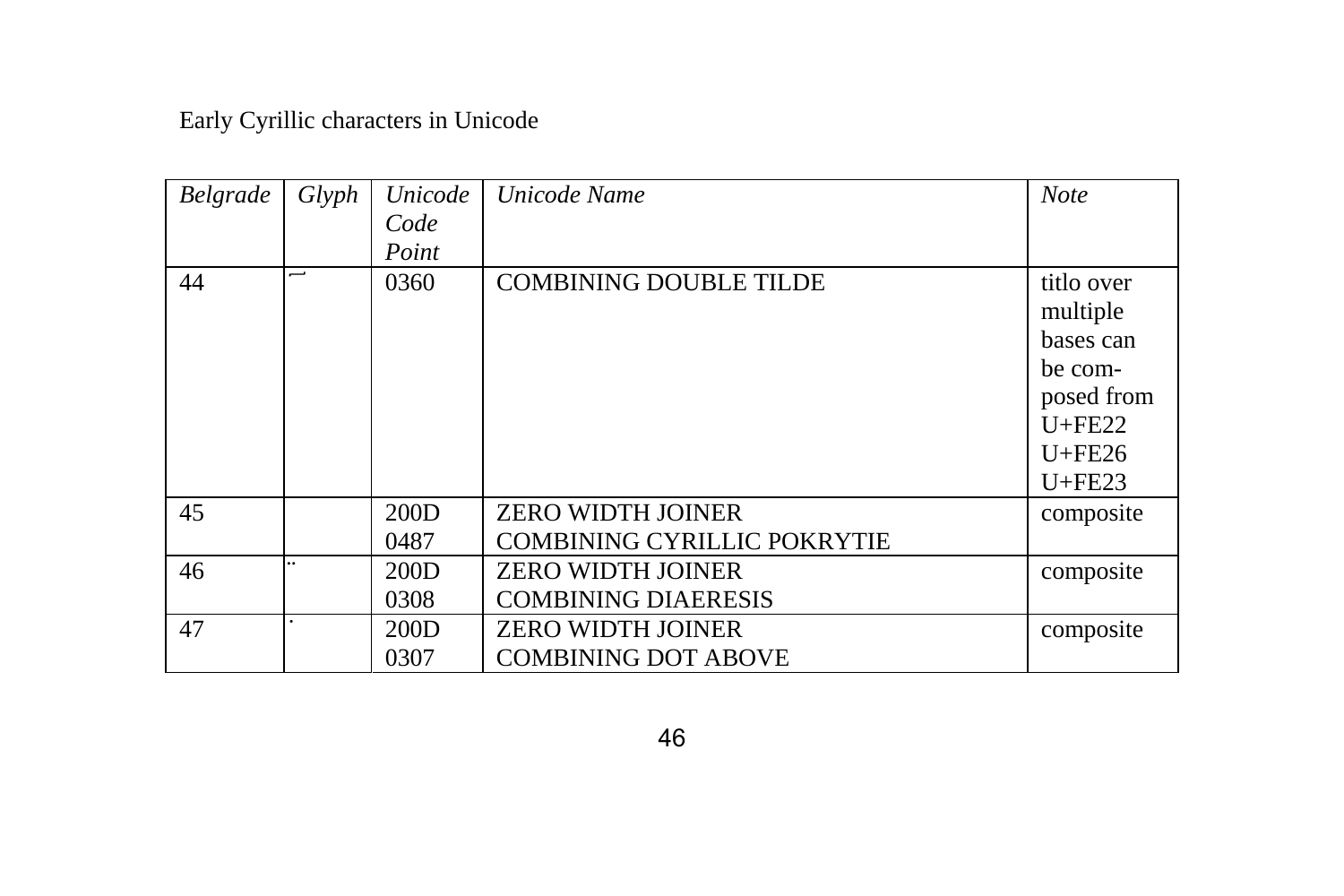Early Cyrillic characters in Unicode

| *Belgrade* | *Glyph* | *Unicode Code Point* | *Unicode Name* | *Note* |
|---|---|---|---|---|
| 44 | ͠ | 0360 | COMBINING DOUBLE TILDE | titlo over multiple bases can be com-posed from U+FE22 U+FE26 U+FE23 |
| 45 | | 200D 0487 | ZERO WIDTH JOINER COMBINING CYRILLIC POKRYTIE | composite |
| 46 | ̈ | 200D 0308 | ZERO WIDTH JOINER COMBINING DIAERESIS | composite |
| 47 | ̇ | 200D 0307 | ZERO WIDTH JOINER COMBINING DOT ABOVE | composite |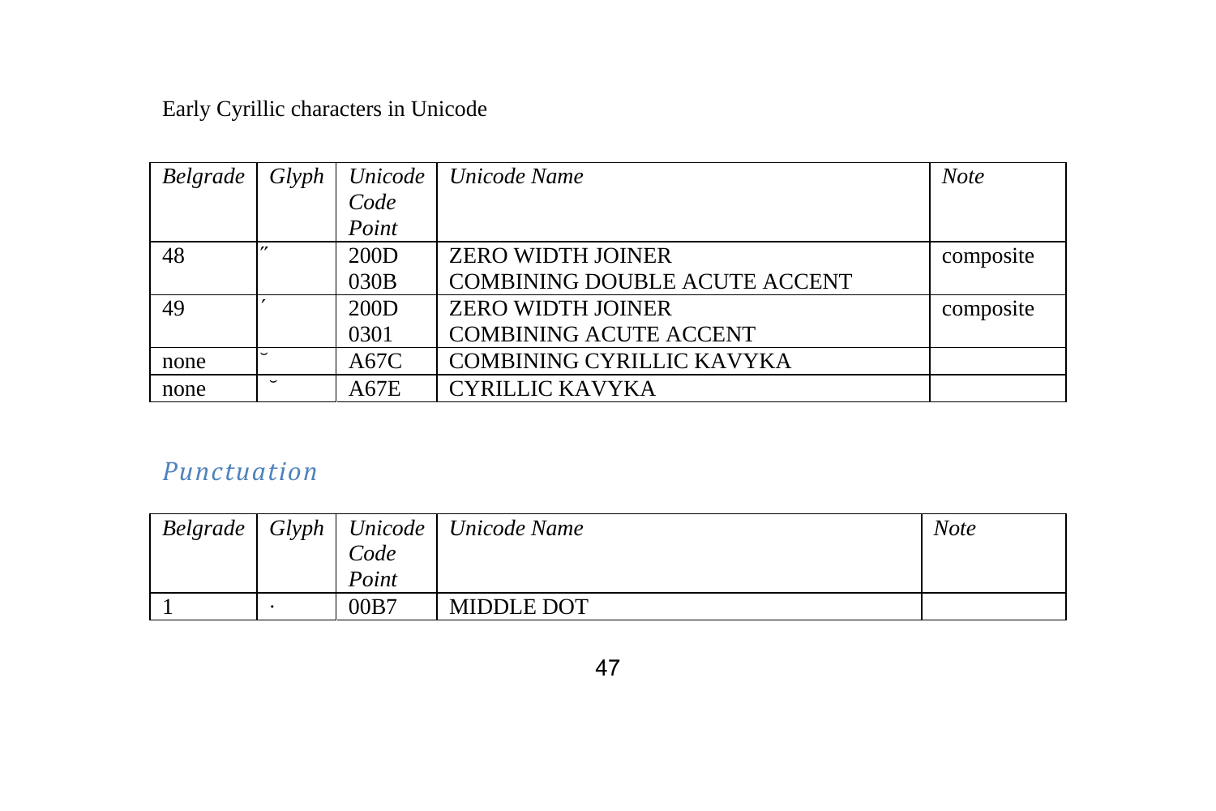Early Cyrillic characters in Unicode

| *Belgrade* | *Glyph* | *Unicode Code Point* | *Unicode Name* | *Note* |
|---|---|---|---|---|
| 48 | ̋ | 200D<br>030B | ZERO WIDTH JOINER<br>COMBINING DOUBLE ACUTE ACCENT | composite |
| 49 | ́ | 200D<br>0301 | ZERO WIDTH JOINER<br>COMBINING ACUTE ACCENT | composite |
| none | ꙼ | A67C | COMBINING CYRILLIC KAVYKA | |
| none | ꙾ | A67E | CYRILLIC KAVYKA | |

## *Punctuation*

| *Belgrade* | *Glyph* | *Unicode Code Point* | *Unicode Name* | *Note* |
|---|---|---|---|---|
| 1 | · | 00B7 | MIDDLE DOT | |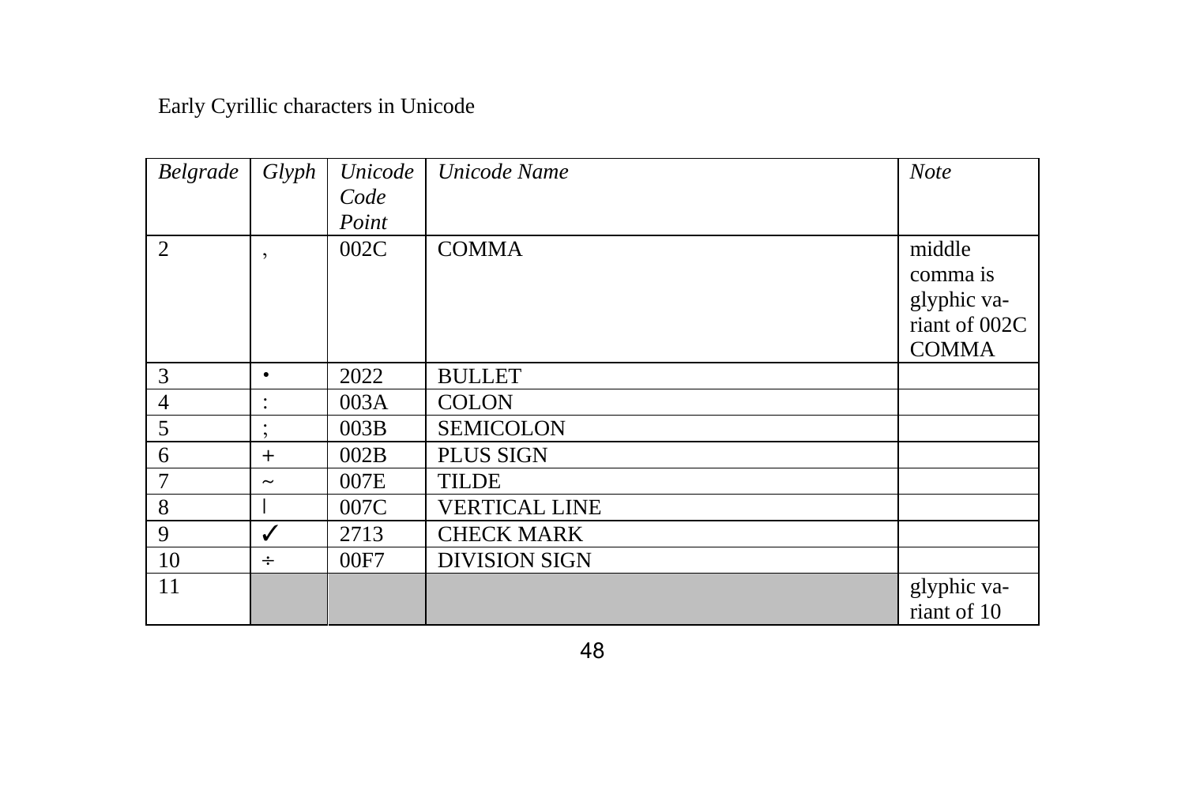Early Cyrillic characters in Unicode

| *Belgrade* | *Glyph* | *Unicode Code Point* | *Unicode Name* | *Note* |
|---|---|---|---|---|
| 2 | , | 002C | COMMA | middle comma is glyphic variant of 002C COMMA |
| 3 | • | 2022 | BULLET | |
| 4 | : | 003A | COLON | |
| 5 | ; | 003B | SEMICOLON | |
| 6 | + | 002B | PLUS SIGN | |
| 7 | ~ | 007E | TILDE | |
| 8 | \| | 007C | VERTICAL LINE | |
| 9 | ✓ | 2713 | CHECK MARK | |
| 10 | ÷ | 00F7 | DIVISION SIGN | |
| 11 | | | | glyphic variant of 10 |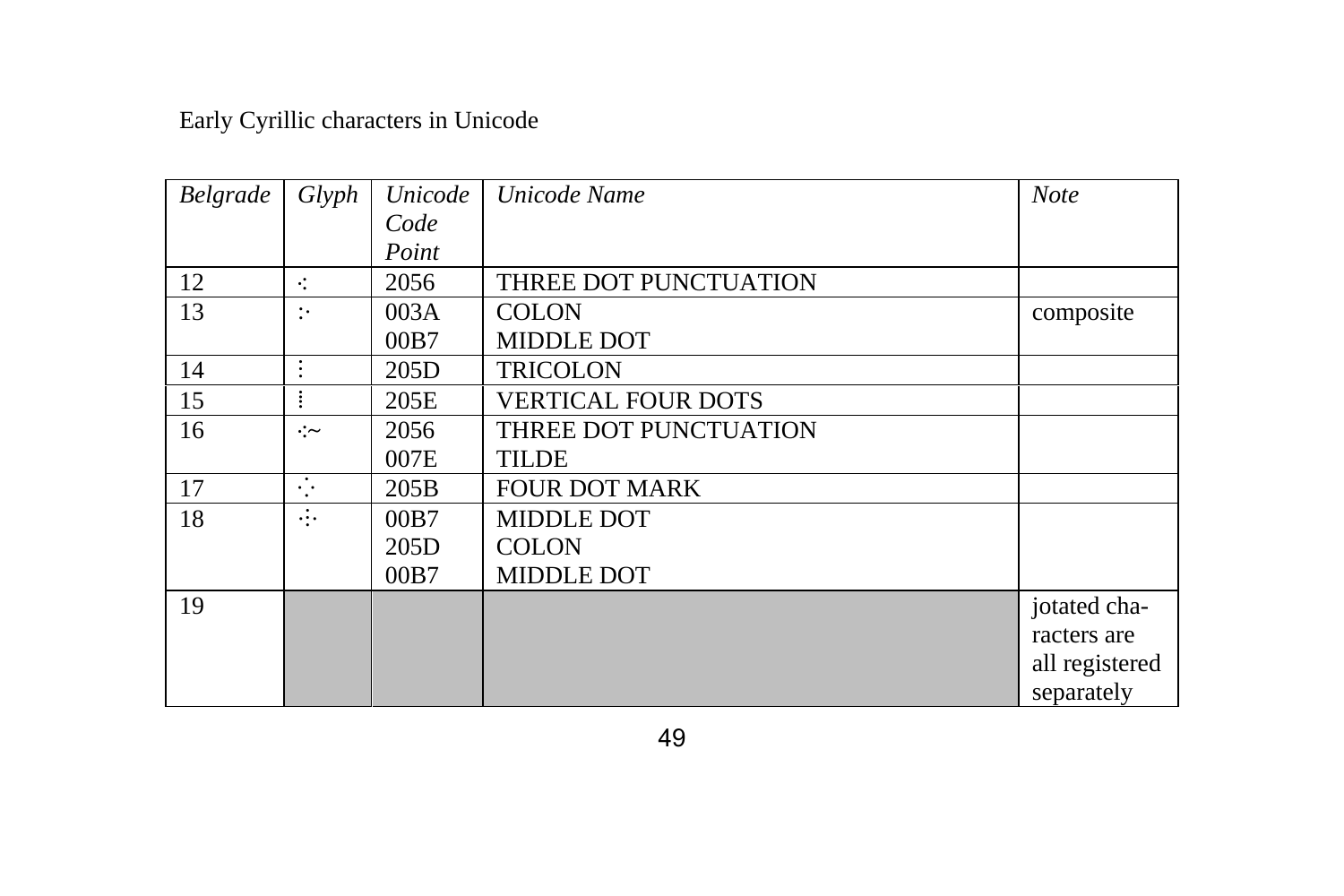Early Cyrillic characters in Unicode

| *Belgrade* | *Glyph* | *Unicode Code Point* | *Unicode Name* | *Note* |
|---|---|---|---|---|
| 12 | ⁖ | 2056 | THREE DOT PUNCTUATION | |
| 13 | :· | 003A<br>00B7 | COLON<br>MIDDLE DOT | composite |
| 14 | ⁝ | 205D | TRICOLON | |
| 15 | ⁞ | 205E | VERTICAL FOUR DOTS | |
| 16 | ⁖~ | 2056<br>007E | THREE DOT PUNCTUATION<br>TILDE | |
| 17 | ⁛ | 205B | FOUR DOT MARK | |
| 18 | ·⁝· | 00B7<br>205D<br>00B7 | MIDDLE DOT<br>COLON<br>MIDDLE DOT | |
| 19 | | | | jotated characters are all registered separately |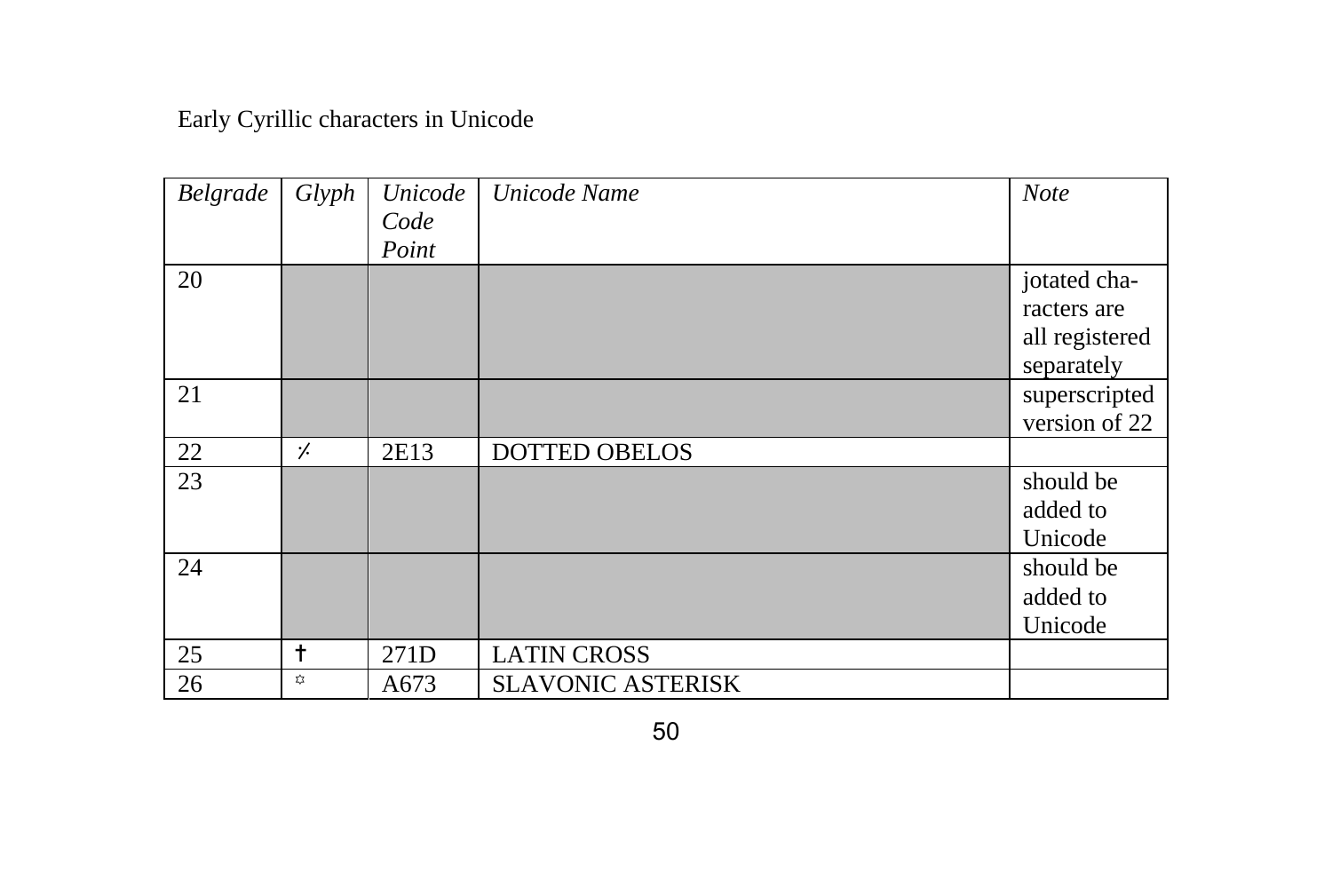Early Cyrillic characters in Unicode

| *Belgrade* | *Glyph* | *Unicode Code Point* | *Unicode Name* | *Note* |
|---|---|---|---|---|
| 20 | | | | jotated characters are all registered separately |
| 21 | | | | superscripted version of 22 |
| 22 | ⸓ | 2E13 | DOTTED OBELOS | |
| 23 | | | | should be added to Unicode |
| 24 | | | | should be added to Unicode |
| 25 | ✝ | 271D | LATIN CROSS | |
| 26 | ꙳ | A673 | SLAVONIC ASTERISK | |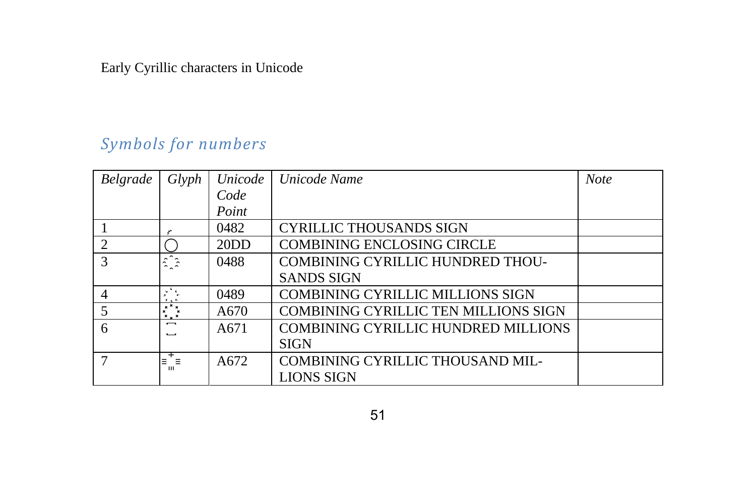## *Symbols for numbers*

| *Belgrade* | *Glyph* | *Unicode Code Point* | *Unicode Name* | *Note* |
|---|---|---|---|---|
| 1 | ҂ | 0482 | CYRILLIC THOUSANDS SIGN | |
| 2 | ◌⃝ | 20DD | COMBINING ENCLOSING CIRCLE | |
| 3 | ◌҈ | 0488 | COMBINING CYRILLIC HUNDRED THOUSANDS SIGN | |
| 4 | ◌҉ | 0489 | COMBINING CYRILLIC MILLIONS SIGN | |
| 5 | ◌꙰ | A670 | COMBINING CYRILLIC TEN MILLIONS SIGN | |
| 6 | ◌꙱ | A671 | COMBINING CYRILLIC HUNDRED MILLIONS SIGN | |
| 7 | ◌꙲ | A672 | COMBINING CYRILLIC THOUSAND MILLIONS SIGN | |